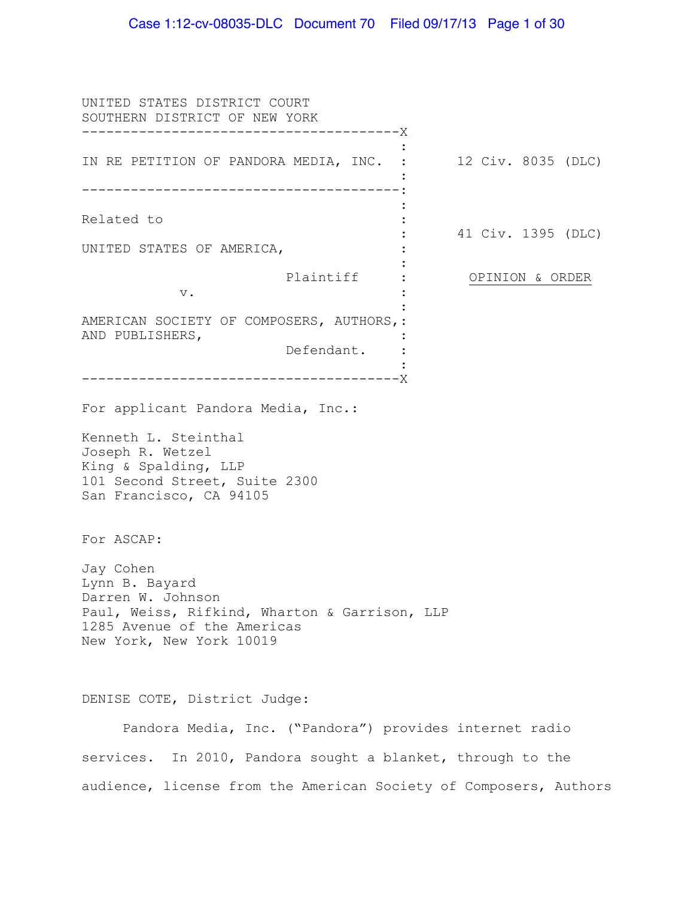UNITED STATES DISTRICT COURT
SOUTHERN DISTRICT OF NEW YORK

| | |
|---|---|
| IN RE PETITION OF PANDORA MEDIA, INC. | 12 Civ. 8035 (DLC) |
| Related to<br><br>UNITED STATES OF AMERICA,<br><br>Plaintiff<br><br>v.<br><br>AMERICAN SOCIETY OF COMPOSERS, AUTHORS, AND PUBLISHERS,<br><br>Defendant. | 41 Civ. 1395 (DLC)<br><br><u>OPINION & ORDER</u> |

For applicant Pandora Media, Inc.:

Kenneth L. Steinthal
Joseph R. Wetzel
King & Spalding, LLP
101 Second Street, Suite 2300
San Francisco, CA 94105

For ASCAP:

Jay Cohen
Lynn B. Bayard
Darren W. Johnson
Paul, Weiss, Rifkind, Wharton & Garrison, LLP
1285 Avenue of the Americas
New York, New York 10019

DENISE COTE, District Judge:

Pandora Media, Inc. ("Pandora") provides internet radio services. In 2010, Pandora sought a blanket, through to the audience, license from the American Society of Composers, Authors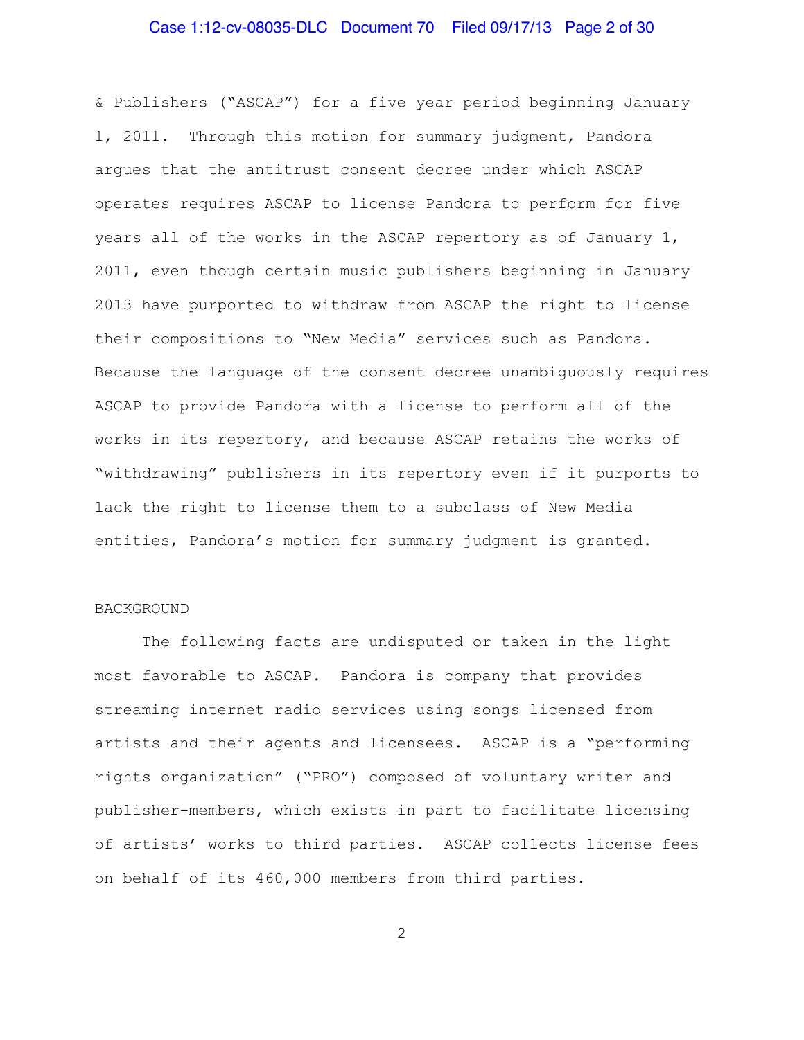& Publishers ("ASCAP") for a five year period beginning January 1, 2011. Through this motion for summary judgment, Pandora argues that the antitrust consent decree under which ASCAP operates requires ASCAP to license Pandora to perform for five years all of the works in the ASCAP repertory as of January 1, 2011, even though certain music publishers beginning in January 2013 have purported to withdraw from ASCAP the right to license their compositions to "New Media" services such as Pandora. Because the language of the consent decree unambiguously requires ASCAP to provide Pandora with a license to perform all of the works in its repertory, and because ASCAP retains the works of "withdrawing" publishers in its repertory even if it purports to lack the right to license them to a subclass of New Media entities, Pandora's motion for summary judgment is granted.

BACKGROUND

The following facts are undisputed or taken in the light most favorable to ASCAP. Pandora is company that provides streaming internet radio services using songs licensed from artists and their agents and licensees. ASCAP is a "performing rights organization" ("PRO") composed of voluntary writer and publisher-members, which exists in part to facilitate licensing of artists' works to third parties. ASCAP collects license fees on behalf of its 460,000 members from third parties.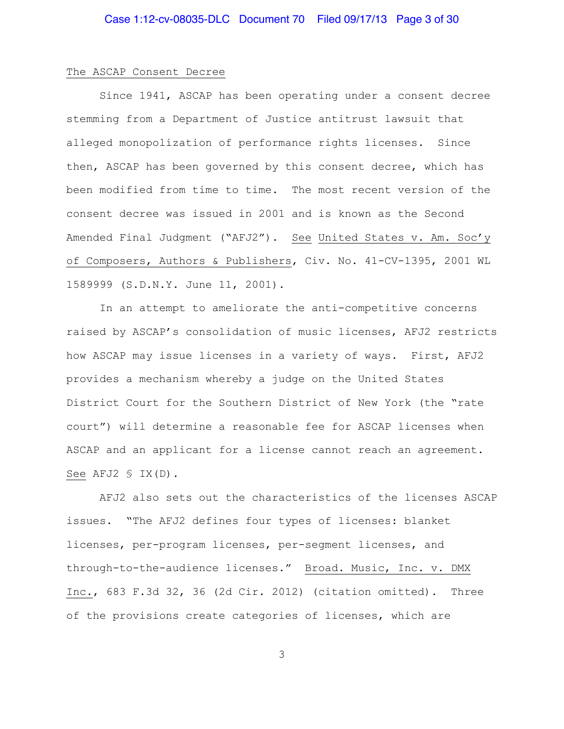The ASCAP Consent Decree

Since 1941, ASCAP has been operating under a consent decree stemming from a Department of Justice antitrust lawsuit that alleged monopolization of performance rights licenses. Since then, ASCAP has been governed by this consent decree, which has been modified from time to time. The most recent version of the consent decree was issued in 2001 and is known as the Second Amended Final Judgment ("AFJ2"). See United States v. Am. Soc'y of Composers, Authors & Publishers, Civ. No. 41-CV-1395, 2001 WL 1589999 (S.D.N.Y. June 11, 2001).

In an attempt to ameliorate the anti-competitive concerns raised by ASCAP's consolidation of music licenses, AFJ2 restricts how ASCAP may issue licenses in a variety of ways. First, AFJ2 provides a mechanism whereby a judge on the United States District Court for the Southern District of New York (the "rate court") will determine a reasonable fee for ASCAP licenses when ASCAP and an applicant for a license cannot reach an agreement. See AFJ2 § IX(D).

AFJ2 also sets out the characteristics of the licenses ASCAP issues. "The AFJ2 defines four types of licenses: blanket licenses, per-program licenses, per-segment licenses, and through-to-the-audience licenses." Broad. Music, Inc. v. DMX Inc., 683 F.3d 32, 36 (2d Cir. 2012) (citation omitted). Three of the provisions create categories of licenses, which are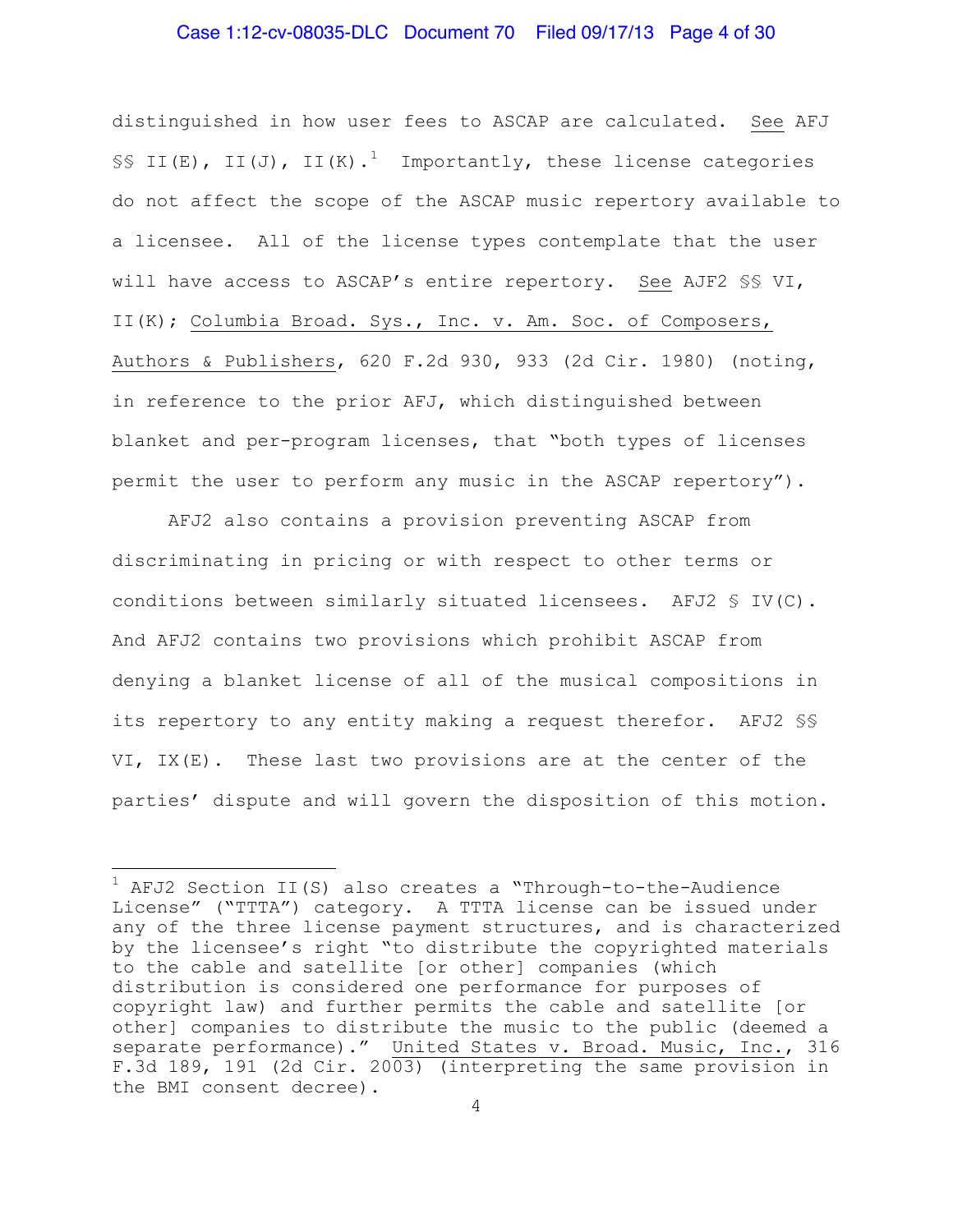distinguished in how user fees to ASCAP are calculated. See AFJ §§ II(E), II(J), II(K).[1] Importantly, these license categories do not affect the scope of the ASCAP music repertory available to a licensee. All of the license types contemplate that the user will have access to ASCAP's entire repertory. See AJF2 §§ VI, II(K); Columbia Broad. Sys., Inc. v. Am. Soc. of Composers, Authors & Publishers, 620 F.2d 930, 933 (2d Cir. 1980) (noting, in reference to the prior AFJ, which distinguished between blanket and per-program licenses, that "both types of licenses permit the user to perform any music in the ASCAP repertory").

AFJ2 also contains a provision preventing ASCAP from discriminating in pricing or with respect to other terms or conditions between similarly situated licensees. AFJ2 § IV(C). And AFJ2 contains two provisions which prohibit ASCAP from denying a blanket license of all of the musical compositions in its repertory to any entity making a request therefor. AFJ2 §§ VI, IX(E). These last two provisions are at the center of the parties' dispute and will govern the disposition of this motion.

---

[1] AFJ2 Section II(S) also creates a "Through-to-the-Audience License" ("TTTA") category. A TTTA license can be issued under any of the three license payment structures, and is characterized by the licensee's right "to distribute the copyrighted materials to the cable and satellite [or other] companies (which distribution is considered one performance for purposes of copyright law) and further permits the cable and satellite [or other] companies to distribute the music to the public (deemed a separate performance)." United States v. Broad. Music, Inc., 316 F.3d 189, 191 (2d Cir. 2003) (interpreting the same provision in the BMI consent decree).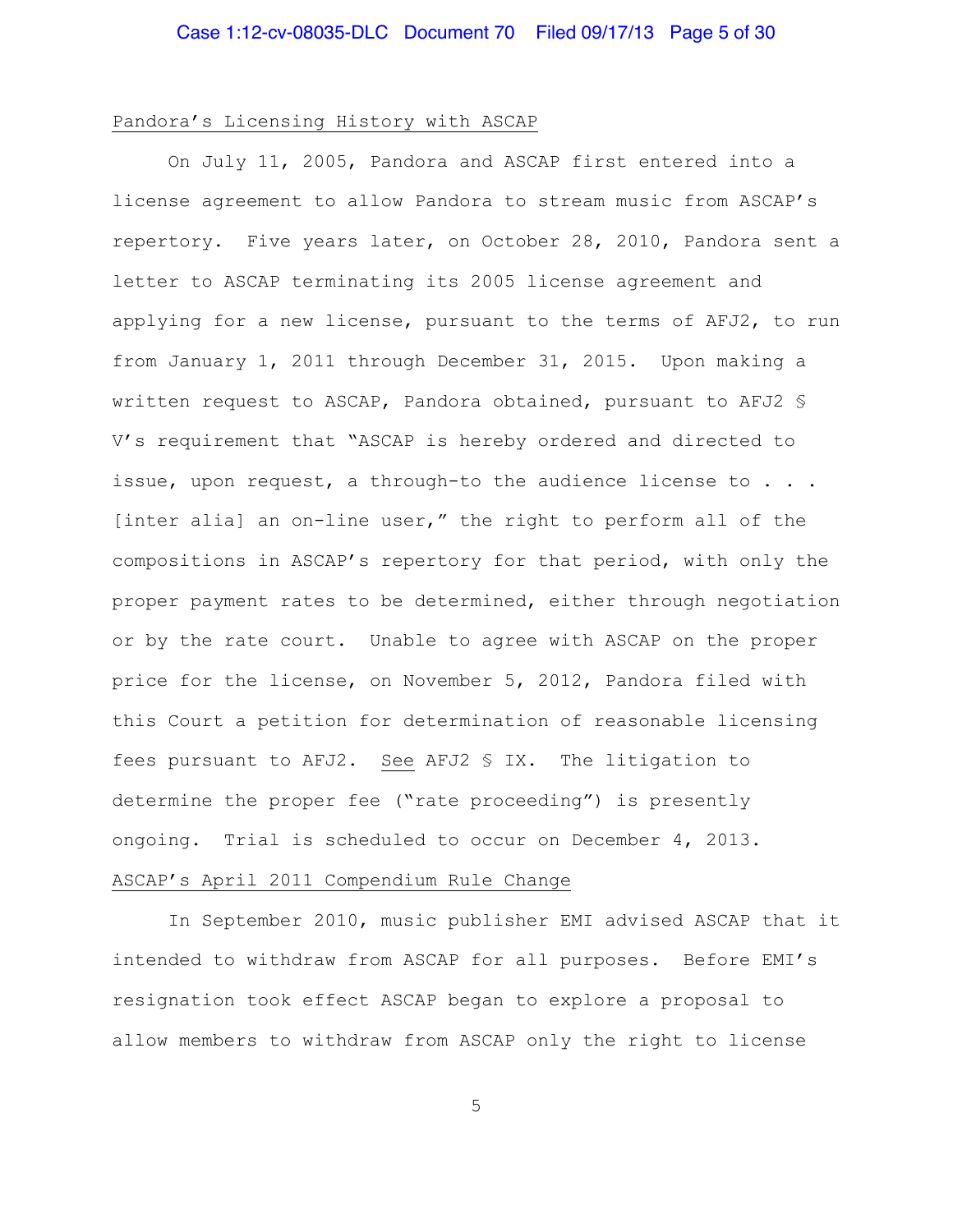Pandora's Licensing History with ASCAP

On July 11, 2005, Pandora and ASCAP first entered into a license agreement to allow Pandora to stream music from ASCAP's repertory. Five years later, on October 28, 2010, Pandora sent a letter to ASCAP terminating its 2005 license agreement and applying for a new license, pursuant to the terms of AFJ2, to run from January 1, 2011 through December 31, 2015. Upon making a written request to ASCAP, Pandora obtained, pursuant to AFJ2 § V's requirement that "ASCAP is hereby ordered and directed to issue, upon request, a through-to the audience license to . . . [inter alia] an on-line user," the right to perform all of the compositions in ASCAP's repertory for that period, with only the proper payment rates to be determined, either through negotiation or by the rate court. Unable to agree with ASCAP on the proper price for the license, on November 5, 2012, Pandora filed with this Court a petition for determination of reasonable licensing fees pursuant to AFJ2. See AFJ2 § IX. The litigation to determine the proper fee ("rate proceeding") is presently ongoing. Trial is scheduled to occur on December 4, 2013.

ASCAP's April 2011 Compendium Rule Change

In September 2010, music publisher EMI advised ASCAP that it intended to withdraw from ASCAP for all purposes. Before EMI's resignation took effect ASCAP began to explore a proposal to allow members to withdraw from ASCAP only the right to license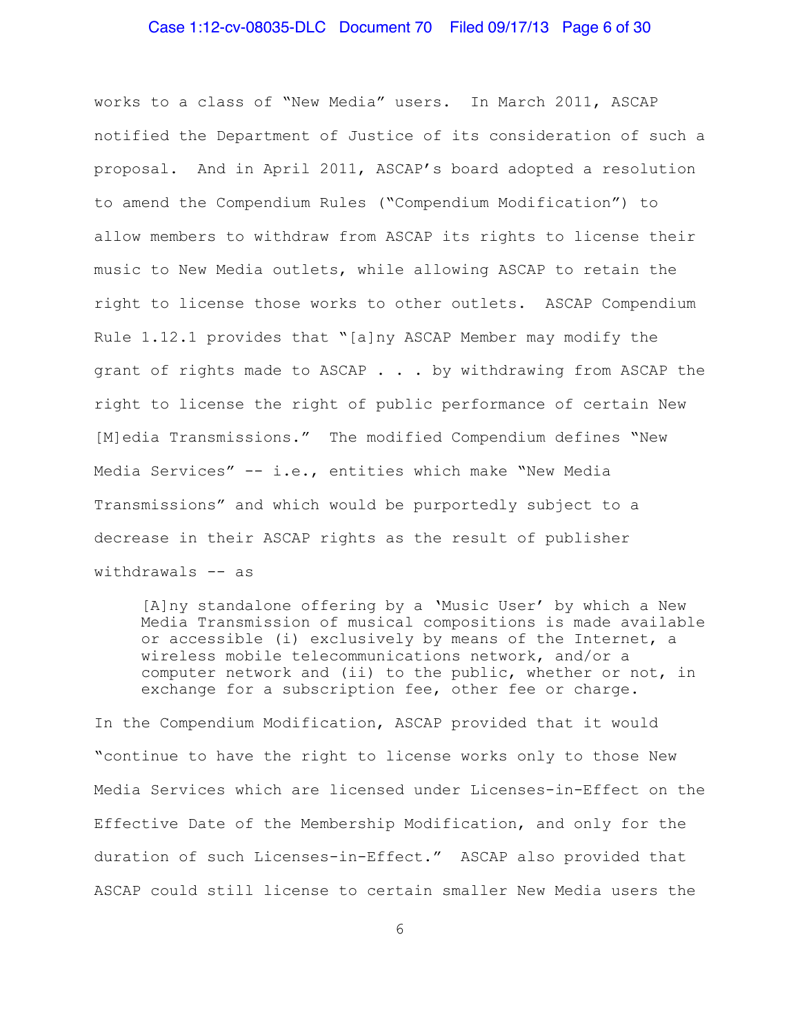works to a class of "New Media" users. In March 2011, ASCAP notified the Department of Justice of its consideration of such a proposal. And in April 2011, ASCAP's board adopted a resolution to amend the Compendium Rules ("Compendium Modification") to allow members to withdraw from ASCAP its rights to license their music to New Media outlets, while allowing ASCAP to retain the right to license those works to other outlets. ASCAP Compendium Rule 1.12.1 provides that "[a]ny ASCAP Member may modify the grant of rights made to ASCAP . . . by withdrawing from ASCAP the right to license the right of public performance of certain New [M]edia Transmissions." The modified Compendium defines "New Media Services" -- i.e., entities which make "New Media Transmissions" and which would be purportedly subject to a decrease in their ASCAP rights as the result of publisher withdrawals -- as

> [A]ny standalone offering by a 'Music User' by which a New Media Transmission of musical compositions is made available or accessible (i) exclusively by means of the Internet, a wireless mobile telecommunications network, and/or a computer network and (ii) to the public, whether or not, in exchange for a subscription fee, other fee or charge.

In the Compendium Modification, ASCAP provided that it would "continue to have the right to license works only to those New Media Services which are licensed under Licenses-in-Effect on the Effective Date of the Membership Modification, and only for the duration of such Licenses-in-Effect." ASCAP also provided that ASCAP could still license to certain smaller New Media users the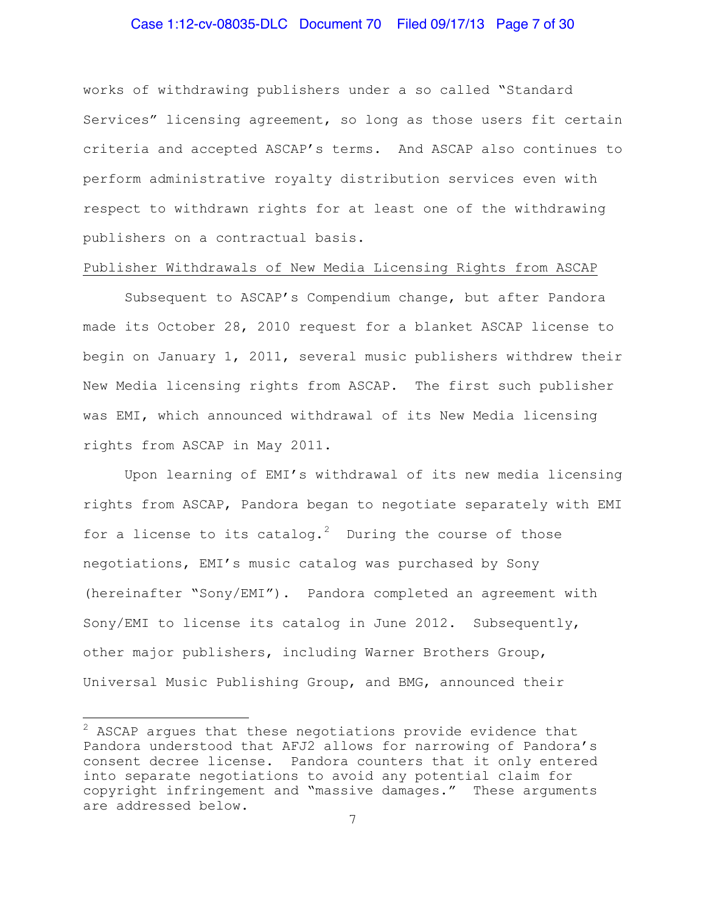works of withdrawing publishers under a so called "Standard Services" licensing agreement, so long as those users fit certain criteria and accepted ASCAP's terms. And ASCAP also continues to perform administrative royalty distribution services even with respect to withdrawn rights for at least one of the withdrawing publishers on a contractual basis.

Publisher Withdrawals of New Media Licensing Rights from ASCAP

Subsequent to ASCAP's Compendium change, but after Pandora made its October 28, 2010 request for a blanket ASCAP license to begin on January 1, 2011, several music publishers withdrew their New Media licensing rights from ASCAP. The first such publisher was EMI, which announced withdrawal of its New Media licensing rights from ASCAP in May 2011.

Upon learning of EMI's withdrawal of its new media licensing rights from ASCAP, Pandora began to negotiate separately with EMI for a license to its catalog.[2] During the course of those negotiations, EMI's music catalog was purchased by Sony (hereinafter "Sony/EMI"). Pandora completed an agreement with Sony/EMI to license its catalog in June 2012. Subsequently, other major publishers, including Warner Brothers Group, Universal Music Publishing Group, and BMG, announced their

[2] ASCAP argues that these negotiations provide evidence that Pandora understood that AFJ2 allows for narrowing of Pandora's consent decree license. Pandora counters that it only entered into separate negotiations to avoid any potential claim for copyright infringement and "massive damages." These arguments are addressed below.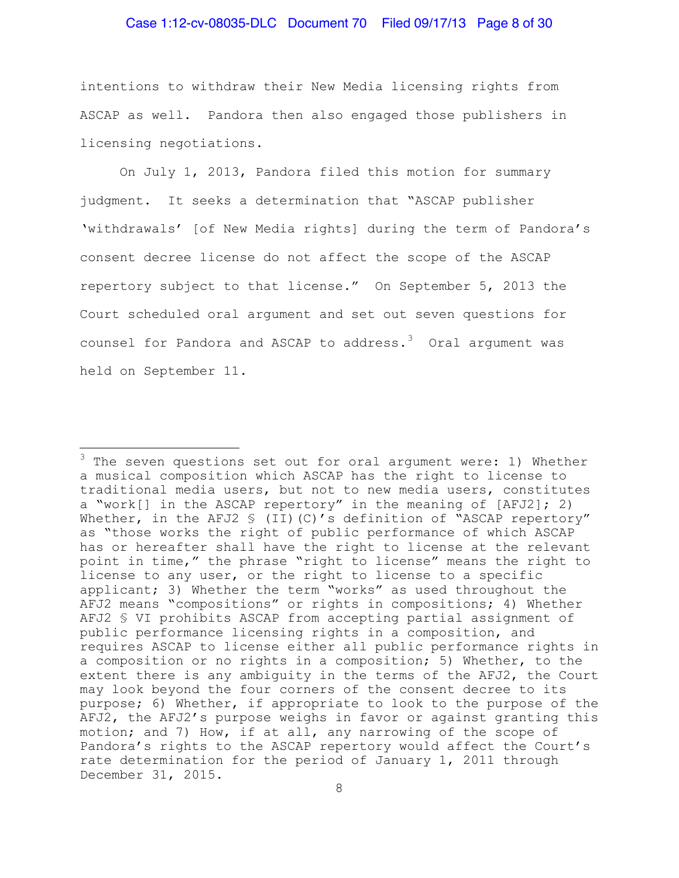intentions to withdraw their New Media licensing rights from ASCAP as well. Pandora then also engaged those publishers in licensing negotiations.

On July 1, 2013, Pandora filed this motion for summary judgment. It seeks a determination that "ASCAP publisher 'withdrawals' [of New Media rights] during the term of Pandora's consent decree license do not affect the scope of the ASCAP repertory subject to that license." On September 5, 2013 the Court scheduled oral argument and set out seven questions for counsel for Pandora and ASCAP to address.[3] Oral argument was held on September 11.

---

[3] The seven questions set out for oral argument were: 1) Whether a musical composition which ASCAP has the right to license to traditional media users, but not to new media users, constitutes a "work[] in the ASCAP repertory" in the meaning of [AFJ2]; 2) Whether, in the AFJ2 § (II)(C)'s definition of "ASCAP repertory" as "those works the right of public performance of which ASCAP has or hereafter shall have the right to license at the relevant point in time," the phrase "right to license" means the right to license to any user, or the right to license to a specific applicant; 3) Whether the term "works" as used throughout the AFJ2 means "compositions" or rights in compositions; 4) Whether AFJ2 § VI prohibits ASCAP from accepting partial assignment of public performance licensing rights in a composition, and requires ASCAP to license either all public performance rights in a composition or no rights in a composition; 5) Whether, to the extent there is any ambiguity in the terms of the AFJ2, the Court may look beyond the four corners of the consent decree to its purpose; 6) Whether, if appropriate to look to the purpose of the AFJ2, the AFJ2's purpose weighs in favor or against granting this motion; and 7) How, if at all, any narrowing of the scope of Pandora's rights to the ASCAP repertory would affect the Court's rate determination for the period of January 1, 2011 through December 31, 2015.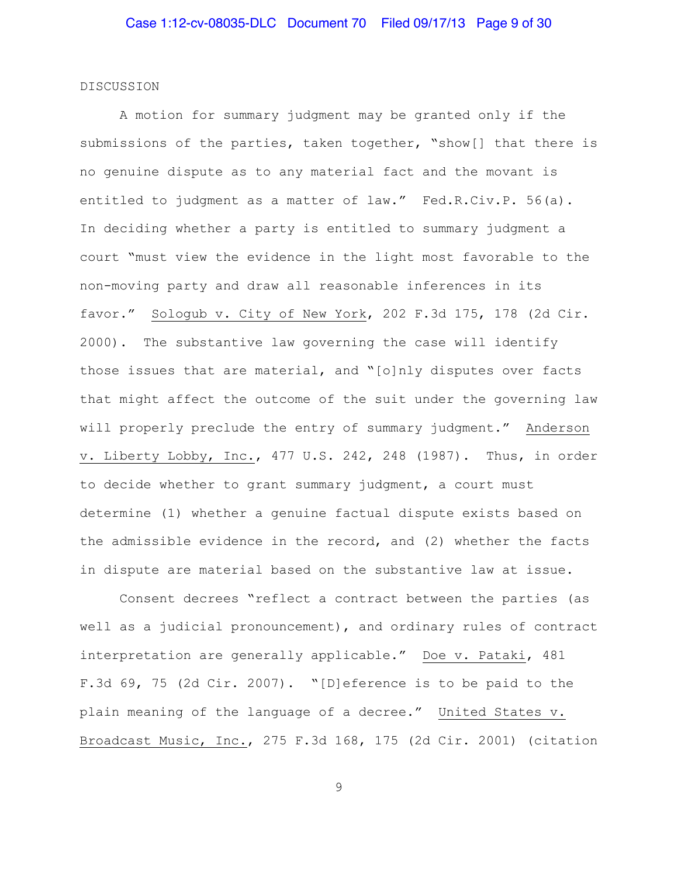DISCUSSION

A motion for summary judgment may be granted only if the submissions of the parties, taken together, "show[] that there is no genuine dispute as to any material fact and the movant is entitled to judgment as a matter of law." Fed.R.Civ.P. 56(a). In deciding whether a party is entitled to summary judgment a court "must view the evidence in the light most favorable to the non-moving party and draw all reasonable inferences in its favor." Sologub v. City of New York, 202 F.3d 175, 178 (2d Cir. 2000). The substantive law governing the case will identify those issues that are material, and "[o]nly disputes over facts that might affect the outcome of the suit under the governing law will properly preclude the entry of summary judgment." Anderson v. Liberty Lobby, Inc., 477 U.S. 242, 248 (1987). Thus, in order to decide whether to grant summary judgment, a court must determine (1) whether a genuine factual dispute exists based on the admissible evidence in the record, and (2) whether the facts in dispute are material based on the substantive law at issue.

Consent decrees "reflect a contract between the parties (as well as a judicial pronouncement), and ordinary rules of contract interpretation are generally applicable." Doe v. Pataki, 481 F.3d 69, 75 (2d Cir. 2007). "[D]eference is to be paid to the plain meaning of the language of a decree." United States v. Broadcast Music, Inc., 275 F.3d 168, 175 (2d Cir. 2001) (citation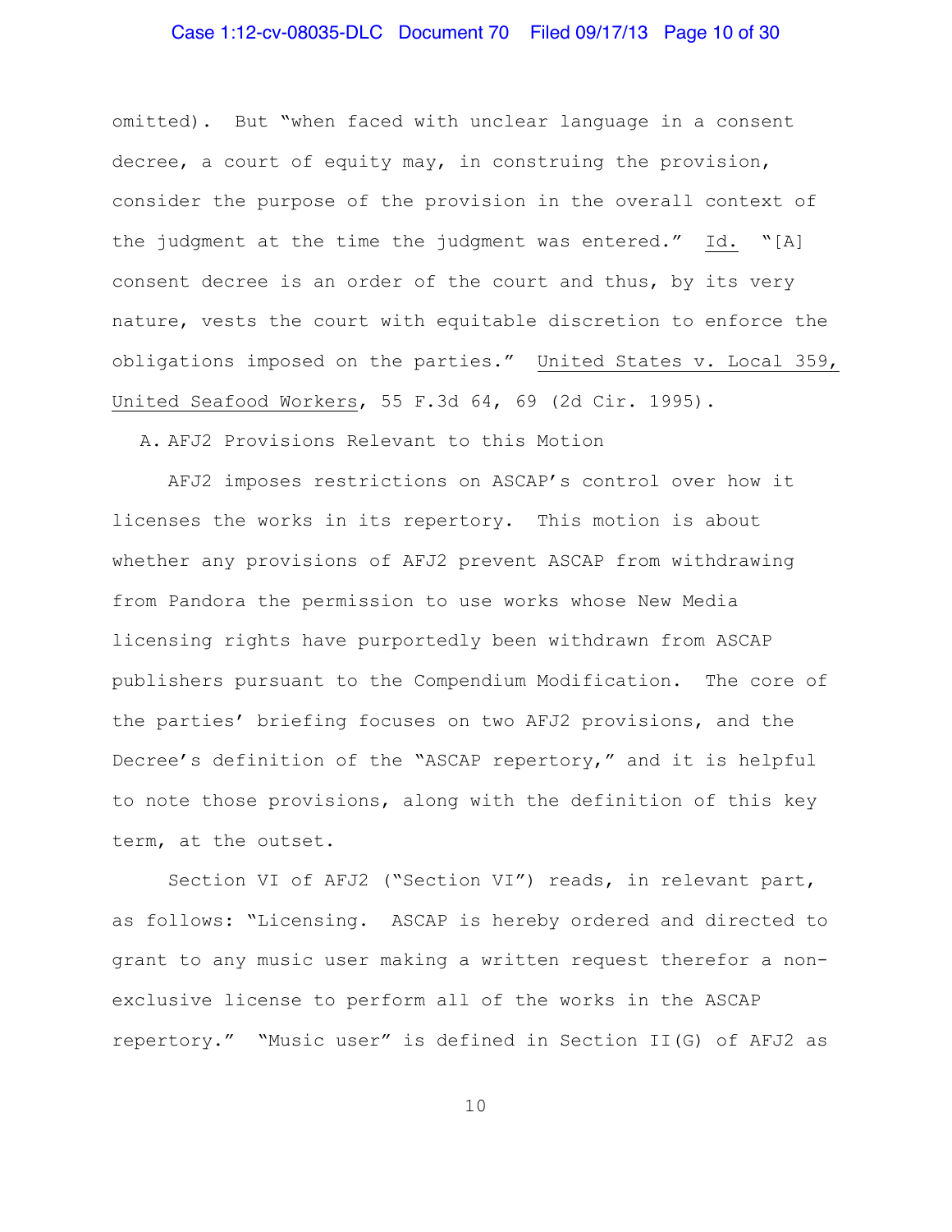omitted). But "when faced with unclear language in a consent decree, a court of equity may, in construing the provision, consider the purpose of the provision in the overall context of the judgment at the time the judgment was entered." Id. "[A] consent decree is an order of the court and thus, by its very nature, vests the court with equitable discretion to enforce the obligations imposed on the parties." United States v. Local 359, United Seafood Workers, 55 F.3d 64, 69 (2d Cir. 1995).

A. AFJ2 Provisions Relevant to this Motion

AFJ2 imposes restrictions on ASCAP's control over how it licenses the works in its repertory. This motion is about whether any provisions of AFJ2 prevent ASCAP from withdrawing from Pandora the permission to use works whose New Media licensing rights have purportedly been withdrawn from ASCAP publishers pursuant to the Compendium Modification. The core of the parties' briefing focuses on two AFJ2 provisions, and the Decree's definition of the "ASCAP repertory," and it is helpful to note those provisions, along with the definition of this key term, at the outset.

Section VI of AFJ2 ("Section VI") reads, in relevant part, as follows: "Licensing. ASCAP is hereby ordered and directed to grant to any music user making a written request therefor a non-exclusive license to perform all of the works in the ASCAP repertory." "Music user" is defined in Section II(G) of AFJ2 as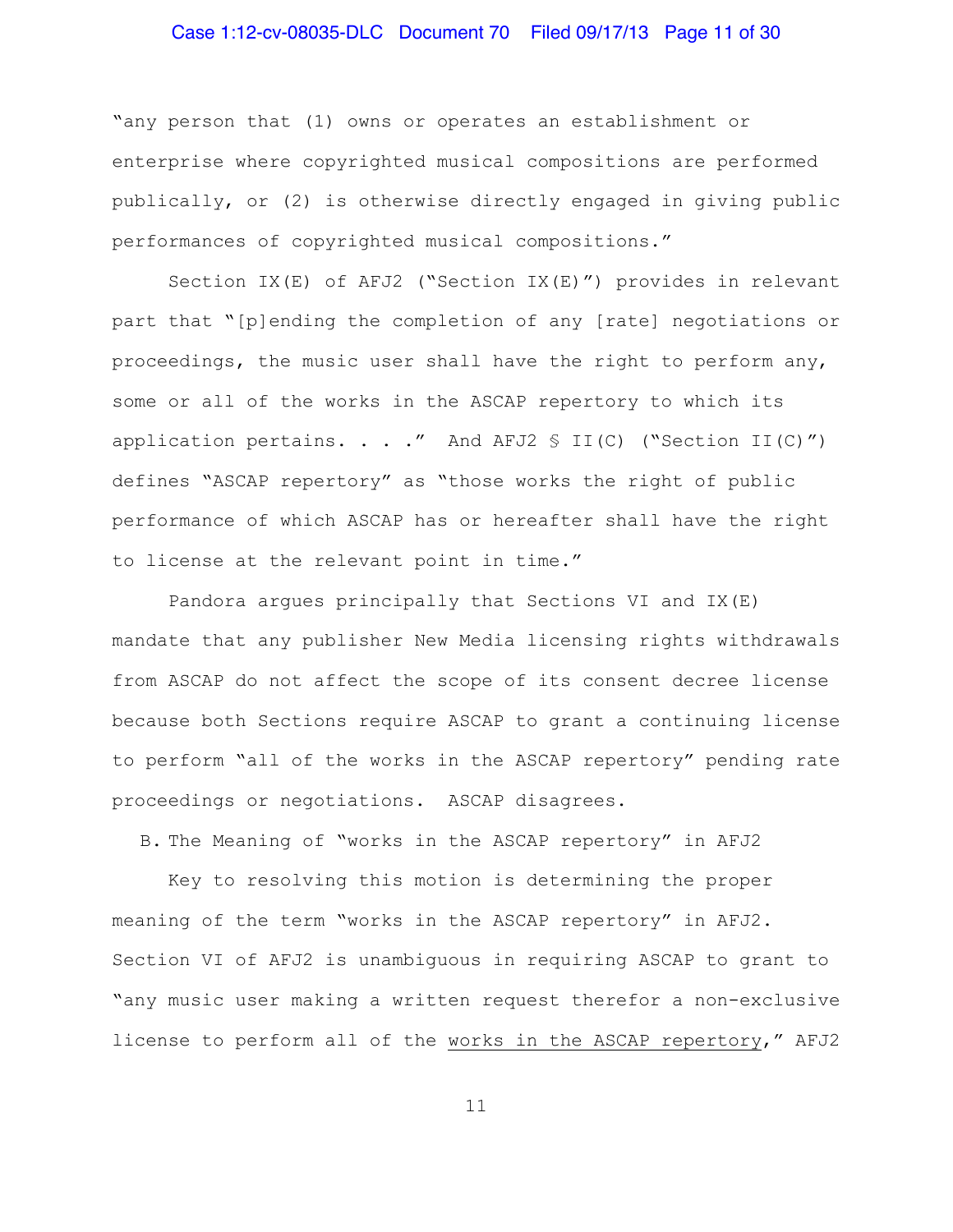"any person that (1) owns or operates an establishment or enterprise where copyrighted musical compositions are performed publically, or (2) is otherwise directly engaged in giving public performances of copyrighted musical compositions."

Section IX(E) of AFJ2 ("Section IX(E)") provides in relevant part that "[p]ending the completion of any [rate] negotiations or proceedings, the music user shall have the right to perform any, some or all of the works in the ASCAP repertory to which its application pertains. . . ." And AFJ2 § II(C) ("Section II(C)") defines "ASCAP repertory" as "those works the right of public performance of which ASCAP has or hereafter shall have the right to license at the relevant point in time."

Pandora argues principally that Sections VI and IX(E) mandate that any publisher New Media licensing rights withdrawals from ASCAP do not affect the scope of its consent decree license because both Sections require ASCAP to grant a continuing license to perform "all of the works in the ASCAP repertory" pending rate proceedings or negotiations. ASCAP disagrees.

B. The Meaning of "works in the ASCAP repertory" in AFJ2

Key to resolving this motion is determining the proper meaning of the term "works in the ASCAP repertory" in AFJ2. Section VI of AFJ2 is unambiguous in requiring ASCAP to grant to "any music user making a written request therefor a non-exclusive license to perform all of the <u>works in the ASCAP repertory</u>," AFJ2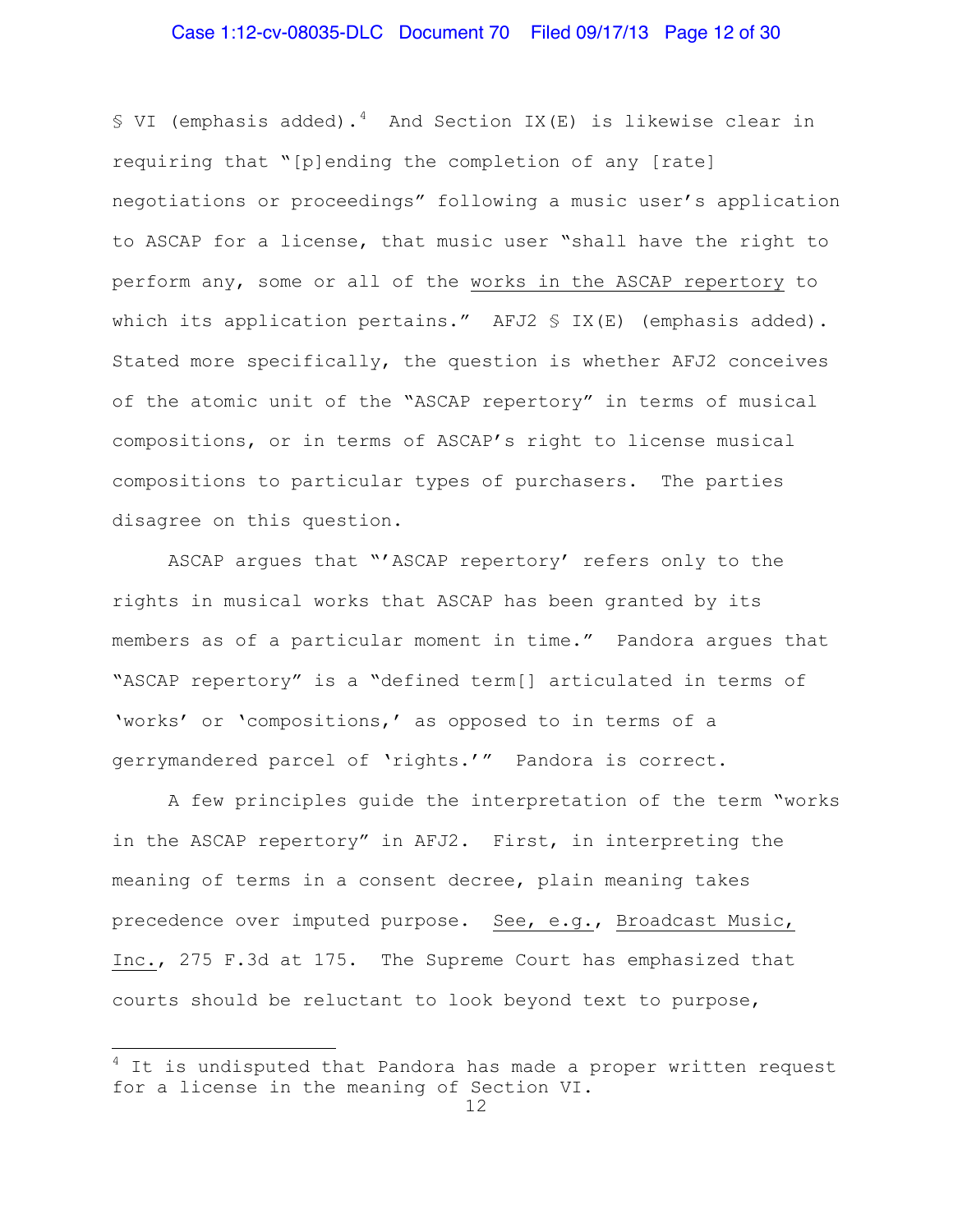§ VI (emphasis added).[4] And Section IX(E) is likewise clear in requiring that "[p]ending the completion of any [rate] negotiations or proceedings" following a music user's application to ASCAP for a license, that music user "shall have the right to perform any, some or all of the works in the ASCAP repertory to which its application pertains." AFJ2 § IX(E) (emphasis added). Stated more specifically, the question is whether AFJ2 conceives of the atomic unit of the "ASCAP repertory" in terms of musical compositions, or in terms of ASCAP's right to license musical compositions to particular types of purchasers. The parties disagree on this question.

ASCAP argues that "'ASCAP repertory' refers only to the rights in musical works that ASCAP has been granted by its members as of a particular moment in time." Pandora argues that "ASCAP repertory" is a "defined term[] articulated in terms of 'works' or 'compositions,' as opposed to in terms of a gerrymandered parcel of 'rights.'" Pandora is correct.

A few principles guide the interpretation of the term "works in the ASCAP repertory" in AFJ2. First, in interpreting the meaning of terms in a consent decree, plain meaning takes precedence over imputed purpose. See, e.g., Broadcast Music, Inc., 275 F.3d at 175. The Supreme Court has emphasized that courts should be reluctant to look beyond text to purpose,

[4] It is undisputed that Pandora has made a proper written request for a license in the meaning of Section VI.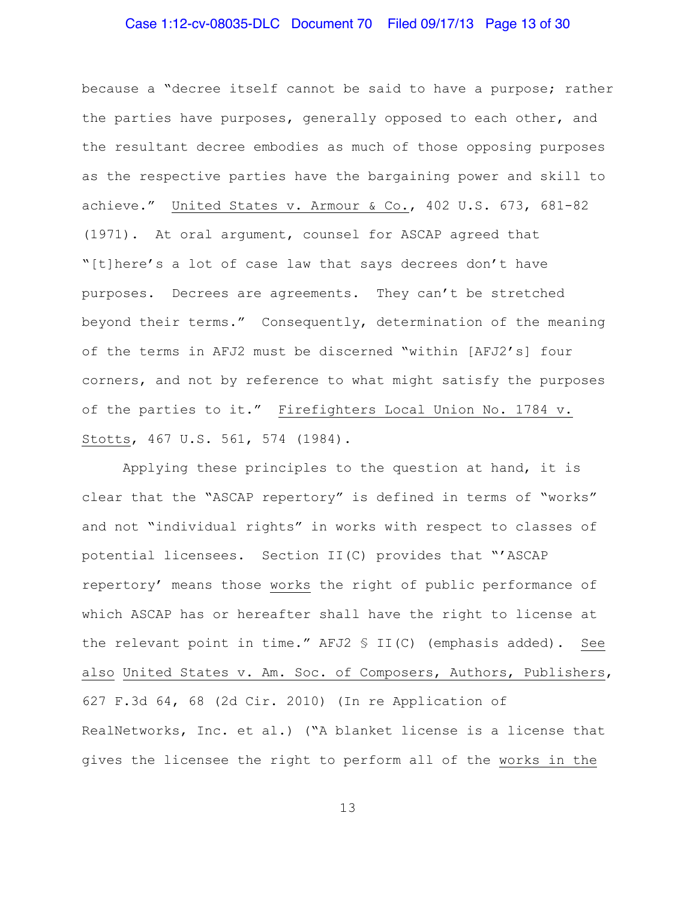because a "decree itself cannot be said to have a purpose; rather the parties have purposes, generally opposed to each other, and the resultant decree embodies as much of those opposing purposes as the respective parties have the bargaining power and skill to achieve." United States v. Armour & Co., 402 U.S. 673, 681-82 (1971). At oral argument, counsel for ASCAP agreed that "[t]here's a lot of case law that says decrees don't have purposes. Decrees are agreements. They can't be stretched beyond their terms." Consequently, determination of the meaning of the terms in AFJ2 must be discerned "within [AFJ2's] four corners, and not by reference to what might satisfy the purposes of the parties to it." Firefighters Local Union No. 1784 v. Stotts, 467 U.S. 561, 574 (1984).

Applying these principles to the question at hand, it is clear that the "ASCAP repertory" is defined in terms of "works" and not "individual rights" in works with respect to classes of potential licensees. Section II(C) provides that "'ASCAP repertory' means those works the right of public performance of which ASCAP has or hereafter shall have the right to license at the relevant point in time." AFJ2 § II(C) (emphasis added). See also United States v. Am. Soc. of Composers, Authors, Publishers, 627 F.3d 64, 68 (2d Cir. 2010) (In re Application of RealNetworks, Inc. et al.) ("A blanket license is a license that gives the licensee the right to perform all of the works in the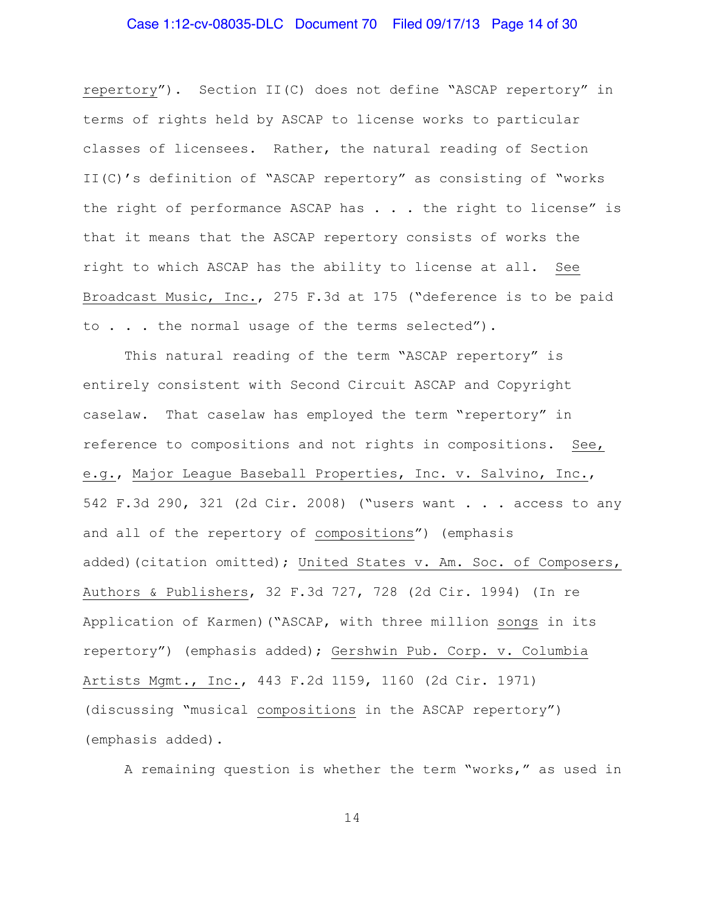repertory"). Section II(C) does not define "ASCAP repertory" in terms of rights held by ASCAP to license works to particular classes of licensees. Rather, the natural reading of Section II(C)'s definition of "ASCAP repertory" as consisting of "works the right of performance ASCAP has . . . the right to license" is that it means that the ASCAP repertory consists of works the right to which ASCAP has the ability to license at all. See Broadcast Music, Inc., 275 F.3d at 175 ("deference is to be paid to . . . the normal usage of the terms selected").

This natural reading of the term "ASCAP repertory" is entirely consistent with Second Circuit ASCAP and Copyright caselaw. That caselaw has employed the term "repertory" in reference to compositions and not rights in compositions. See, e.g., Major League Baseball Properties, Inc. v. Salvino, Inc., 542 F.3d 290, 321 (2d Cir. 2008) ("users want . . . access to any and all of the repertory of compositions") (emphasis added)(citation omitted); United States v. Am. Soc. of Composers, Authors & Publishers, 32 F.3d 727, 728 (2d Cir. 1994) (In re Application of Karmen)("ASCAP, with three million songs in its repertory") (emphasis added); Gershwin Pub. Corp. v. Columbia Artists Mgmt., Inc., 443 F.2d 1159, 1160 (2d Cir. 1971) (discussing "musical compositions in the ASCAP repertory") (emphasis added).

A remaining question is whether the term "works," as used in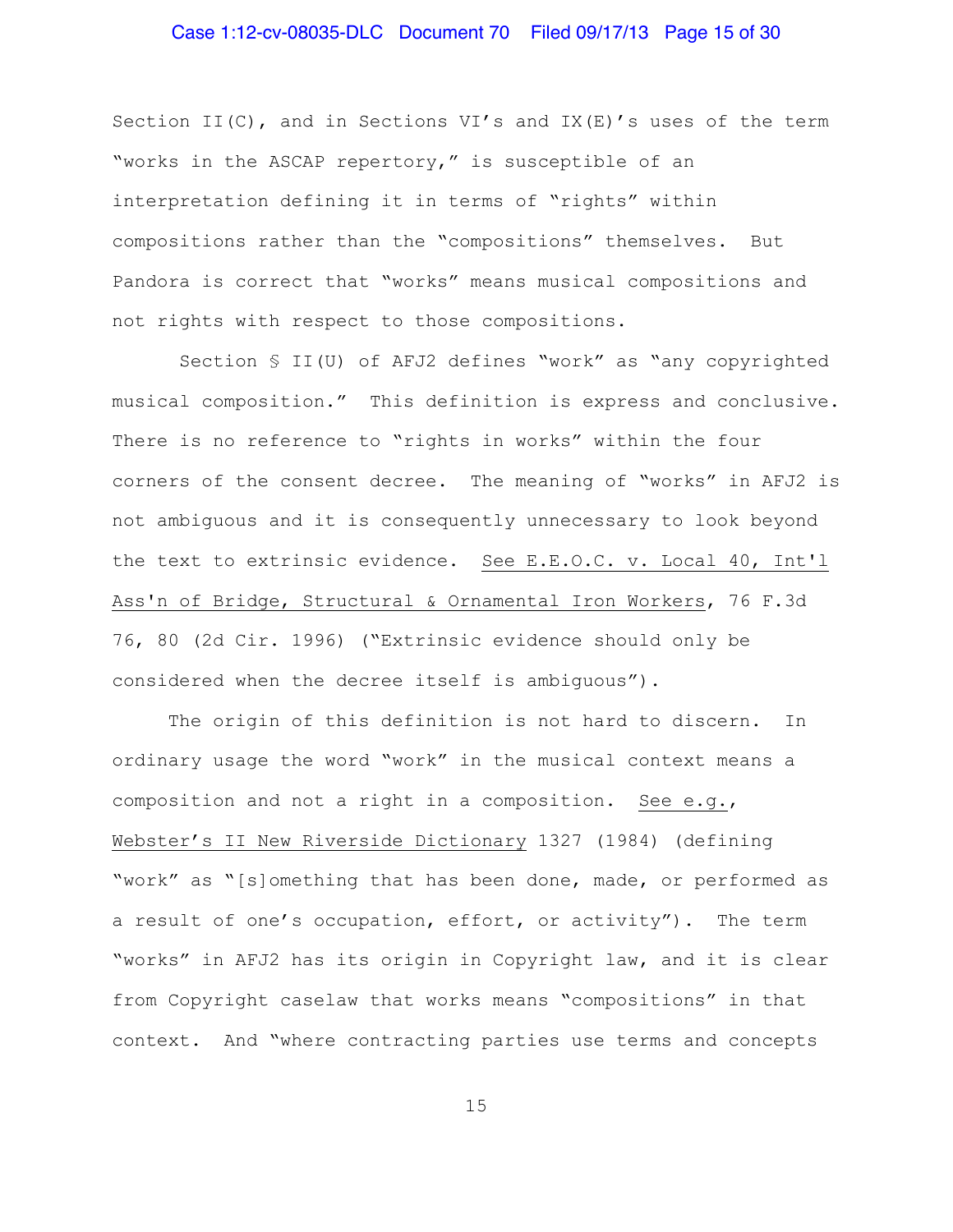Section II(C), and in Sections VI's and IX(E)'s uses of the term "works in the ASCAP repertory," is susceptible of an interpretation defining it in terms of "rights" within compositions rather than the "compositions" themselves. But Pandora is correct that "works" means musical compositions and not rights with respect to those compositions.

Section § II(U) of AFJ2 defines "work" as "any copyrighted musical composition." This definition is express and conclusive. There is no reference to "rights in works" within the four corners of the consent decree. The meaning of "works" in AFJ2 is not ambiguous and it is consequently unnecessary to look beyond the text to extrinsic evidence. See E.E.O.C. v. Local 40, Int'l Ass'n of Bridge, Structural & Ornamental Iron Workers, 76 F.3d 76, 80 (2d Cir. 1996) ("Extrinsic evidence should only be considered when the decree itself is ambiguous").

The origin of this definition is not hard to discern. In ordinary usage the word "work" in the musical context means a composition and not a right in a composition. See e.g., Webster's II New Riverside Dictionary 1327 (1984) (defining "work" as "[s]omething that has been done, made, or performed as a result of one's occupation, effort, or activity"). The term "works" in AFJ2 has its origin in Copyright law, and it is clear from Copyright caselaw that works means "compositions" in that context. And "where contracting parties use terms and concepts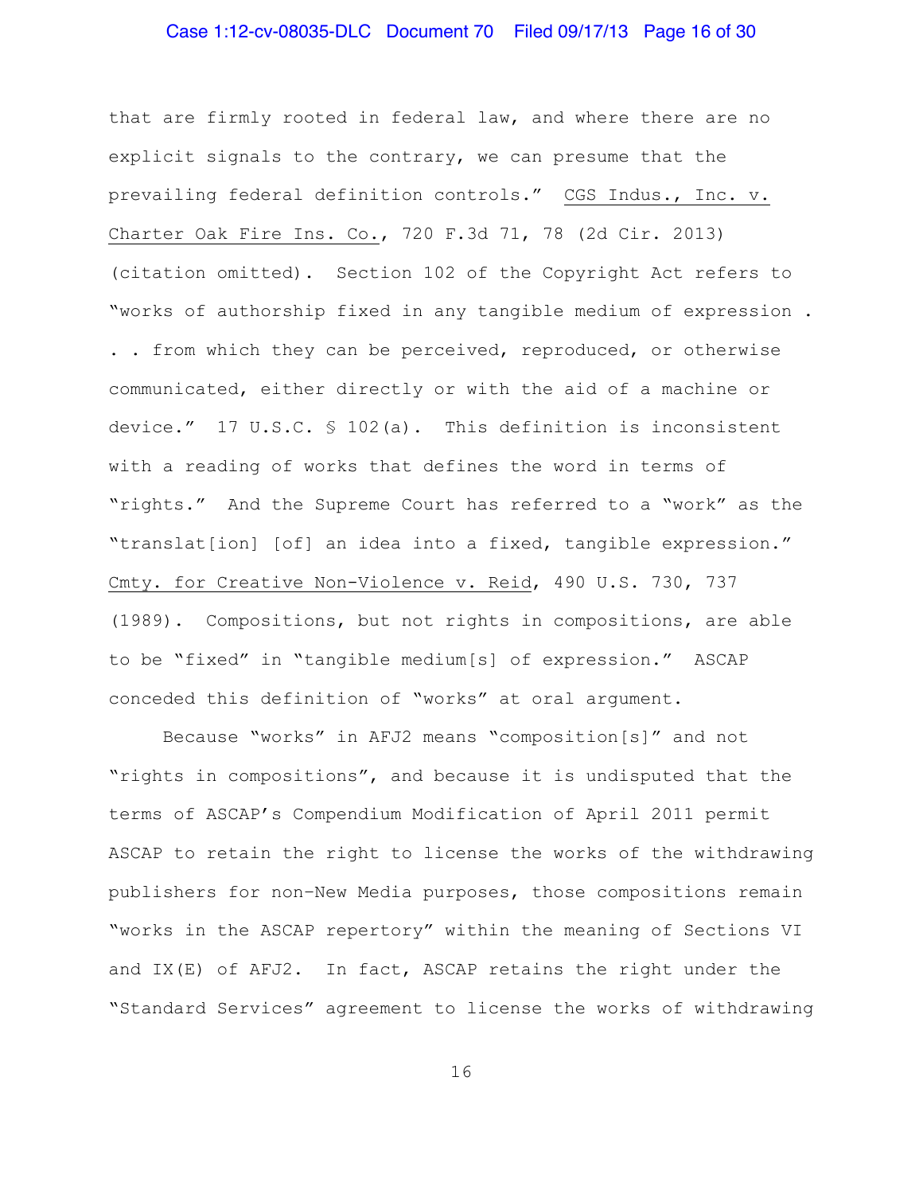that are firmly rooted in federal law, and where there are no explicit signals to the contrary, we can presume that the prevailing federal definition controls." CGS Indus., Inc. v. Charter Oak Fire Ins. Co., 720 F.3d 71, 78 (2d Cir. 2013) (citation omitted). Section 102 of the Copyright Act refers to "works of authorship fixed in any tangible medium of expression . . . from which they can be perceived, reproduced, or otherwise communicated, either directly or with the aid of a machine or device." 17 U.S.C. § 102(a). This definition is inconsistent with a reading of works that defines the word in terms of "rights." And the Supreme Court has referred to a "work" as the "translat[ion] [of] an idea into a fixed, tangible expression." Cmty. for Creative Non-Violence v. Reid, 490 U.S. 730, 737 (1989). Compositions, but not rights in compositions, are able to be "fixed" in "tangible medium[s] of expression." ASCAP conceded this definition of "works" at oral argument.

Because "works" in AFJ2 means "composition[s]" and not "rights in compositions", and because it is undisputed that the terms of ASCAP's Compendium Modification of April 2011 permit ASCAP to retain the right to license the works of the withdrawing publishers for non-New Media purposes, those compositions remain "works in the ASCAP repertory" within the meaning of Sections VI and IX(E) of AFJ2. In fact, ASCAP retains the right under the "Standard Services" agreement to license the works of withdrawing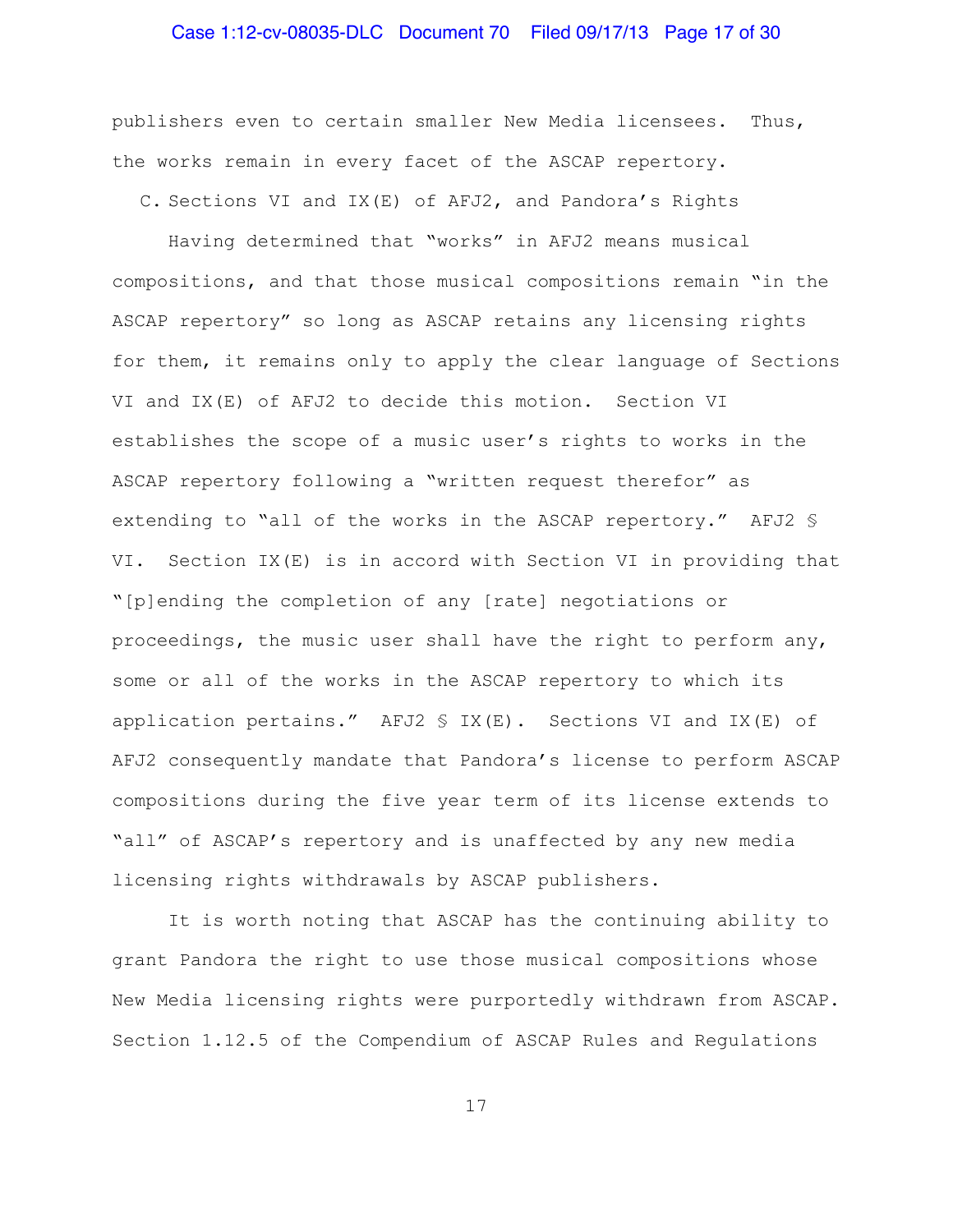publishers even to certain smaller New Media licensees. Thus, the works remain in every facet of the ASCAP repertory.

C. Sections VI and IX(E) of AFJ2, and Pandora's Rights

Having determined that "works" in AFJ2 means musical compositions, and that those musical compositions remain "in the ASCAP repertory" so long as ASCAP retains any licensing rights for them, it remains only to apply the clear language of Sections VI and IX(E) of AFJ2 to decide this motion. Section VI establishes the scope of a music user's rights to works in the ASCAP repertory following a "written request therefor" as extending to "all of the works in the ASCAP repertory." AFJ2 § VI. Section IX(E) is in accord with Section VI in providing that "[p]ending the completion of any [rate] negotiations or proceedings, the music user shall have the right to perform any, some or all of the works in the ASCAP repertory to which its application pertains." AFJ2 § IX(E). Sections VI and IX(E) of AFJ2 consequently mandate that Pandora's license to perform ASCAP compositions during the five year term of its license extends to "all" of ASCAP's repertory and is unaffected by any new media licensing rights withdrawals by ASCAP publishers.

It is worth noting that ASCAP has the continuing ability to grant Pandora the right to use those musical compositions whose New Media licensing rights were purportedly withdrawn from ASCAP. Section 1.12.5 of the Compendium of ASCAP Rules and Regulations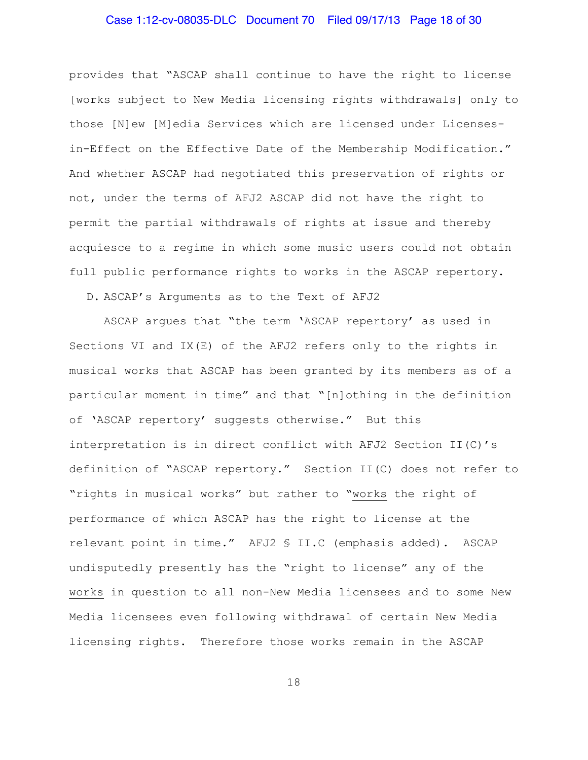provides that "ASCAP shall continue to have the right to license [works subject to New Media licensing rights withdrawals] only to those [N]ew [M]edia Services which are licensed under Licenses-in-Effect on the Effective Date of the Membership Modification." And whether ASCAP had negotiated this preservation of rights or not, under the terms of AFJ2 ASCAP did not have the right to permit the partial withdrawals of rights at issue and thereby acquiesce to a regime in which some music users could not obtain full public performance rights to works in the ASCAP repertory.

D. ASCAP's Arguments as to the Text of AFJ2

ASCAP argues that "the term 'ASCAP repertory' as used in Sections VI and IX(E) of the AFJ2 refers only to the rights in musical works that ASCAP has been granted by its members as of a particular moment in time" and that "[n]othing in the definition of 'ASCAP repertory' suggests otherwise." But this interpretation is in direct conflict with AFJ2 Section II(C)'s definition of "ASCAP repertory." Section II(C) does not refer to "rights in musical works" but rather to "<u>works</u> the right of performance of which ASCAP has the right to license at the relevant point in time." AFJ2 § II.C (emphasis added). ASCAP undisputedly presently has the "right to license" any of the <u>works</u> in question to all non-New Media licensees and to some New Media licensees even following withdrawal of certain New Media licensing rights. Therefore those works remain in the ASCAP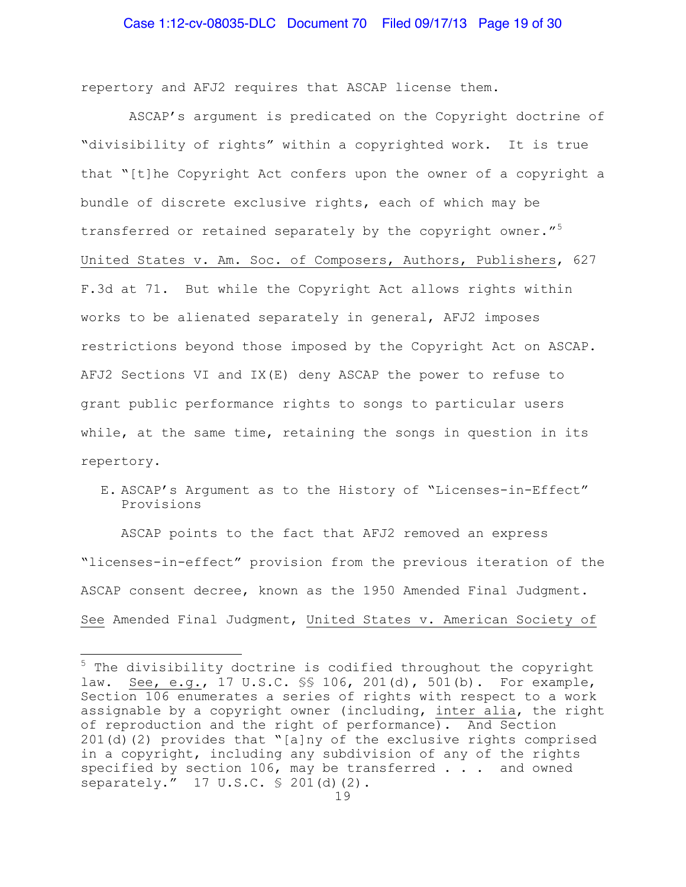repertory and AFJ2 requires that ASCAP license them.

ASCAP's argument is predicated on the Copyright doctrine of "divisibility of rights" within a copyrighted work. It is true that "[t]he Copyright Act confers upon the owner of a copyright a bundle of discrete exclusive rights, each of which may be transferred or retained separately by the copyright owner."[5] United States v. Am. Soc. of Composers, Authors, Publishers, 627 F.3d at 71. But while the Copyright Act allows rights within works to be alienated separately in general, AFJ2 imposes restrictions beyond those imposed by the Copyright Act on ASCAP. AFJ2 Sections VI and IX(E) deny ASCAP the power to refuse to grant public performance rights to songs to particular users while, at the same time, retaining the songs in question in its repertory.

E. ASCAP's Argument as to the History of "Licenses-in-Effect" Provisions

ASCAP points to the fact that AFJ2 removed an express "licenses-in-effect" provision from the previous iteration of the ASCAP consent decree, known as the 1950 Amended Final Judgment. See Amended Final Judgment, United States v. American Society of

---

[5] The divisibility doctrine is codified throughout the copyright law. See, e.g., 17 U.S.C. §§ 106, 201(d), 501(b). For example, Section 106 enumerates a series of rights with respect to a work assignable by a copyright owner (including, inter alia, the right of reproduction and the right of performance). And Section 201(d)(2) provides that "[a]ny of the exclusive rights comprised in a copyright, including any subdivision of any of the rights specified by section 106, may be transferred . . . and owned separately." 17 U.S.C. § 201(d)(2).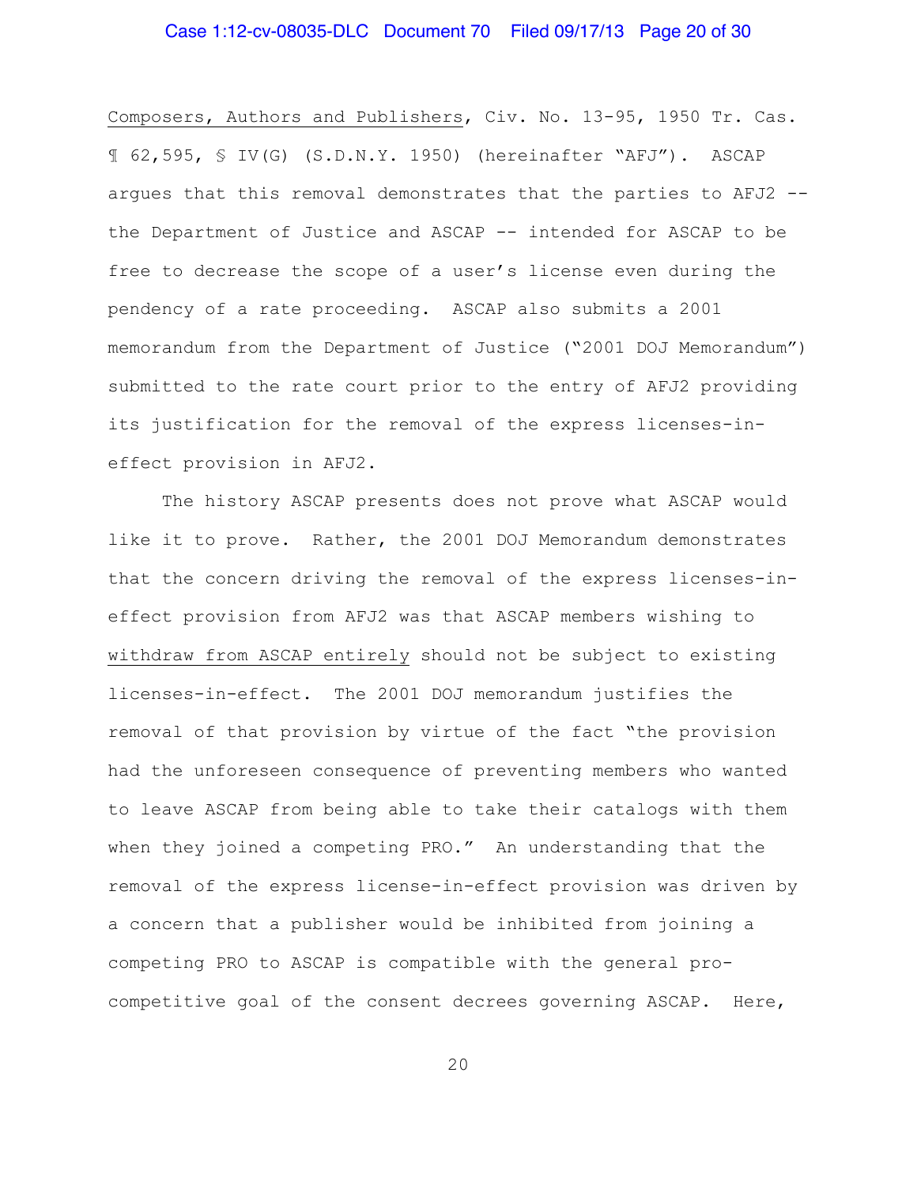Composers, Authors and Publishers, Civ. No. 13-95, 1950 Tr. Cas. ¶ 62,595, § IV(G) (S.D.N.Y. 1950) (hereinafter "AFJ"). ASCAP argues that this removal demonstrates that the parties to AFJ2 -- the Department of Justice and ASCAP -- intended for ASCAP to be free to decrease the scope of a user's license even during the pendency of a rate proceeding. ASCAP also submits a 2001 memorandum from the Department of Justice ("2001 DOJ Memorandum") submitted to the rate court prior to the entry of AFJ2 providing its justification for the removal of the express licenses-in-effect provision in AFJ2.

The history ASCAP presents does not prove what ASCAP would like it to prove. Rather, the 2001 DOJ Memorandum demonstrates that the concern driving the removal of the express licenses-in-effect provision from AFJ2 was that ASCAP members wishing to withdraw from ASCAP entirely should not be subject to existing licenses-in-effect. The 2001 DOJ memorandum justifies the removal of that provision by virtue of the fact "the provision had the unforeseen consequence of preventing members who wanted to leave ASCAP from being able to take their catalogs with them when they joined a competing PRO." An understanding that the removal of the express license-in-effect provision was driven by a concern that a publisher would be inhibited from joining a competing PRO to ASCAP is compatible with the general pro-competitive goal of the consent decrees governing ASCAP. Here,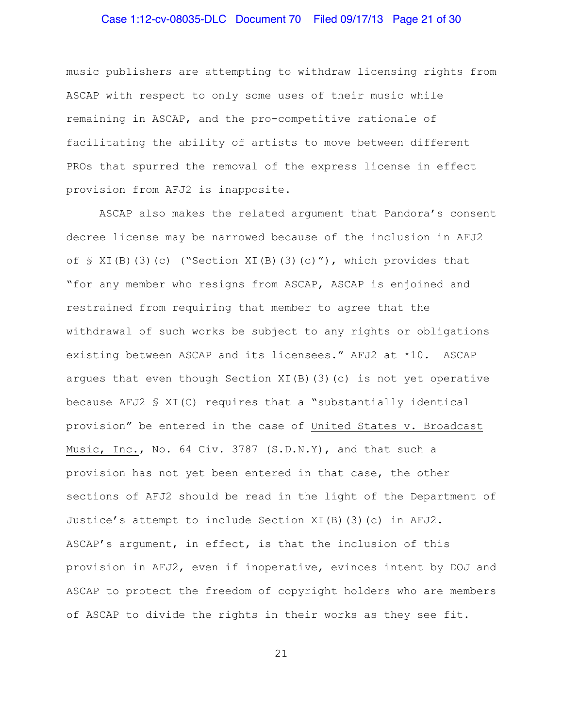music publishers are attempting to withdraw licensing rights from ASCAP with respect to only some uses of their music while remaining in ASCAP, and the pro-competitive rationale of facilitating the ability of artists to move between different PROs that spurred the removal of the express license in effect provision from AFJ2 is inapposite.

ASCAP also makes the related argument that Pandora's consent decree license may be narrowed because of the inclusion in AFJ2 of § XI(B)(3)(c) ("Section XI(B)(3)(c)"), which provides that "for any member who resigns from ASCAP, ASCAP is enjoined and restrained from requiring that member to agree that the withdrawal of such works be subject to any rights or obligations existing between ASCAP and its licensees." AFJ2 at *10. ASCAP argues that even though Section XI(B)(3)(c) is not yet operative because AFJ2 § XI(C) requires that a "substantially identical provision" be entered in the case of United States v. Broadcast Music, Inc., No. 64 Civ. 3787 (S.D.N.Y), and that such a provision has not yet been entered in that case, the other sections of AFJ2 should be read in the light of the Department of Justice's attempt to include Section XI(B)(3)(c) in AFJ2. ASCAP's argument, in effect, is that the inclusion of this provision in AFJ2, even if inoperative, evinces intent by DOJ and ASCAP to protect the freedom of copyright holders who are members of ASCAP to divide the rights in their works as they see fit.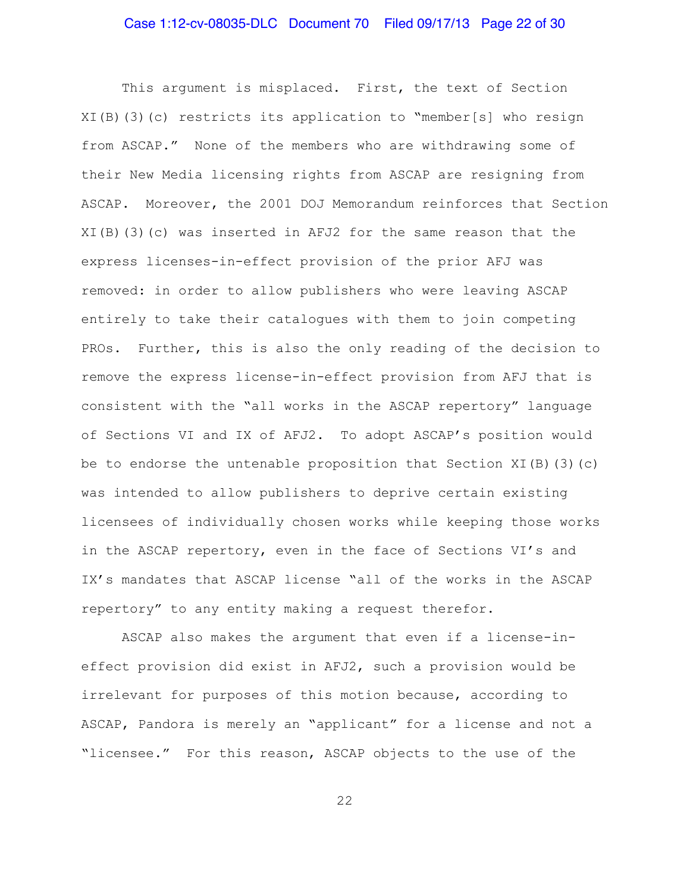This argument is misplaced. First, the text of Section XI(B)(3)(c) restricts its application to "member[s] who resign from ASCAP." None of the members who are withdrawing some of their New Media licensing rights from ASCAP are resigning from ASCAP. Moreover, the 2001 DOJ Memorandum reinforces that Section XI(B)(3)(c) was inserted in AFJ2 for the same reason that the express licenses-in-effect provision of the prior AFJ was removed: in order to allow publishers who were leaving ASCAP entirely to take their catalogues with them to join competing PROs. Further, this is also the only reading of the decision to remove the express license-in-effect provision from AFJ that is consistent with the "all works in the ASCAP repertory" language of Sections VI and IX of AFJ2. To adopt ASCAP's position would be to endorse the untenable proposition that Section XI(B)(3)(c) was intended to allow publishers to deprive certain existing licensees of individually chosen works while keeping those works in the ASCAP repertory, even in the face of Sections VI's and IX's mandates that ASCAP license "all of the works in the ASCAP repertory" to any entity making a request therefor.

ASCAP also makes the argument that even if a license-in-effect provision did exist in AFJ2, such a provision would be irrelevant for purposes of this motion because, according to ASCAP, Pandora is merely an "applicant" for a license and not a "licensee." For this reason, ASCAP objects to the use of the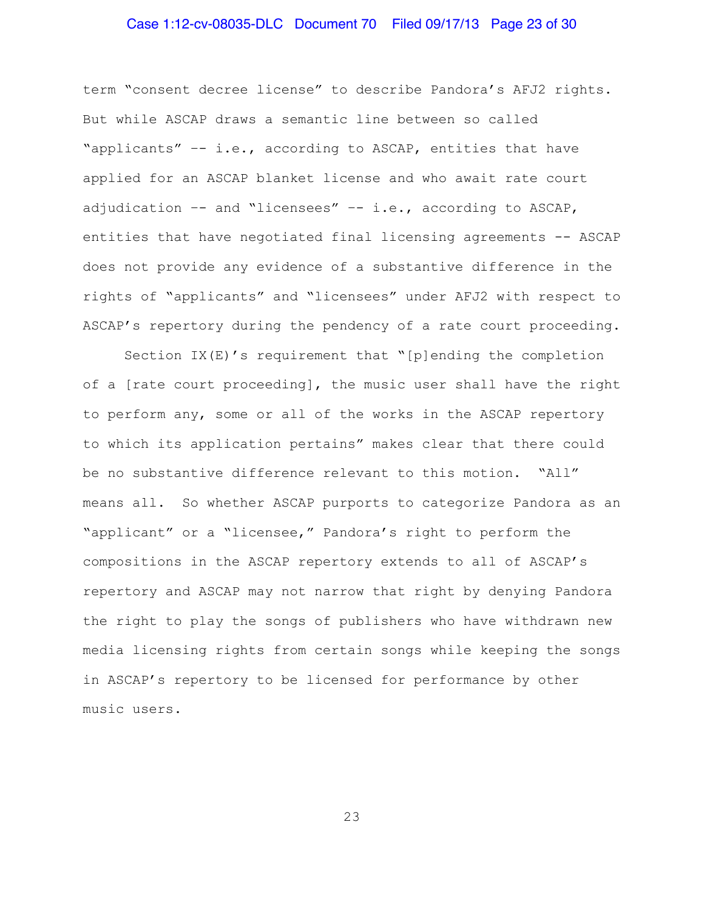term "consent decree license" to describe Pandora's AFJ2 rights. But while ASCAP draws a semantic line between so called "applicants" -- i.e., according to ASCAP, entities that have applied for an ASCAP blanket license and who await rate court adjudication -- and "licensees" -- i.e., according to ASCAP, entities that have negotiated final licensing agreements -- ASCAP does not provide any evidence of a substantive difference in the rights of "applicants" and "licensees" under AFJ2 with respect to ASCAP's repertory during the pendency of a rate court proceeding.

Section IX(E)'s requirement that "[p]ending the completion of a [rate court proceeding], the music user shall have the right to perform any, some or all of the works in the ASCAP repertory to which its application pertains" makes clear that there could be no substantive difference relevant to this motion. "All" means all. So whether ASCAP purports to categorize Pandora as an "applicant" or a "licensee," Pandora's right to perform the compositions in the ASCAP repertory extends to all of ASCAP's repertory and ASCAP may not narrow that right by denying Pandora the right to play the songs of publishers who have withdrawn new media licensing rights from certain songs while keeping the songs in ASCAP's repertory to be licensed for performance by other music users.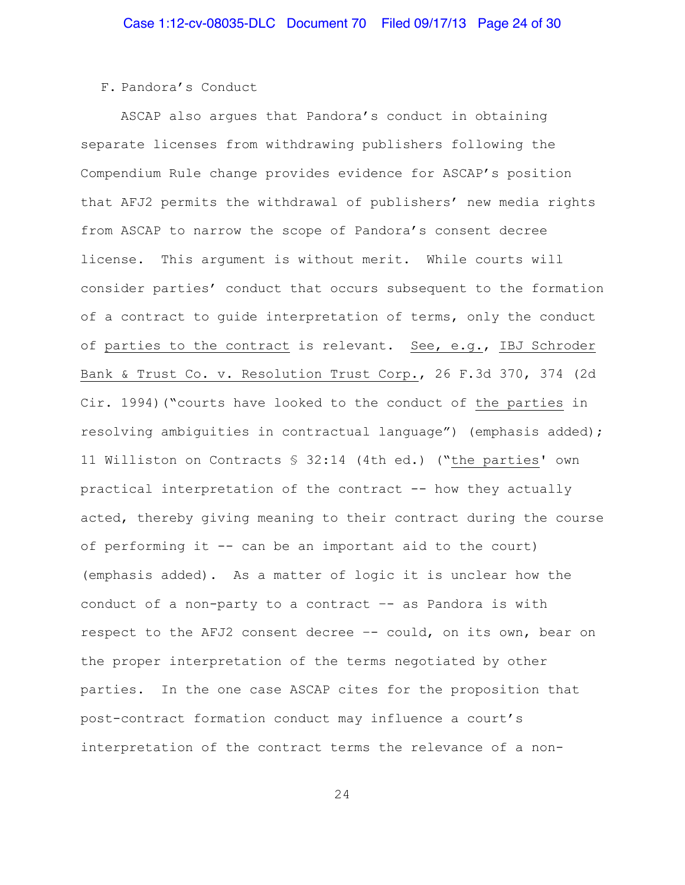## F. Pandora's Conduct

ASCAP also argues that Pandora's conduct in obtaining separate licenses from withdrawing publishers following the Compendium Rule change provides evidence for ASCAP's position that AFJ2 permits the withdrawal of publishers' new media rights from ASCAP to narrow the scope of Pandora's consent decree license. This argument is without merit. While courts will consider parties' conduct that occurs subsequent to the formation of a contract to guide interpretation of terms, only the conduct of parties to the contract is relevant. *See, e.g.*, *IBJ Schroder Bank & Trust Co. v. Resolution Trust Corp.*, 26 F.3d 370, 374 (2d Cir. 1994)("courts have looked to the conduct of the parties in resolving ambiguities in contractual language") (emphasis added); 11 Williston on Contracts § 32:14 (4th ed.) ("the parties' own practical interpretation of the contract -- how they actually acted, thereby giving meaning to their contract during the course of performing it -- can be an important aid to the court) (emphasis added). As a matter of logic it is unclear how the conduct of a non-party to a contract –- as Pandora is with respect to the AFJ2 consent decree –- could, on its own, bear on the proper interpretation of the terms negotiated by other parties. In the one case ASCAP cites for the proposition that post-contract formation conduct may influence a court's interpretation of the contract terms the relevance of a non-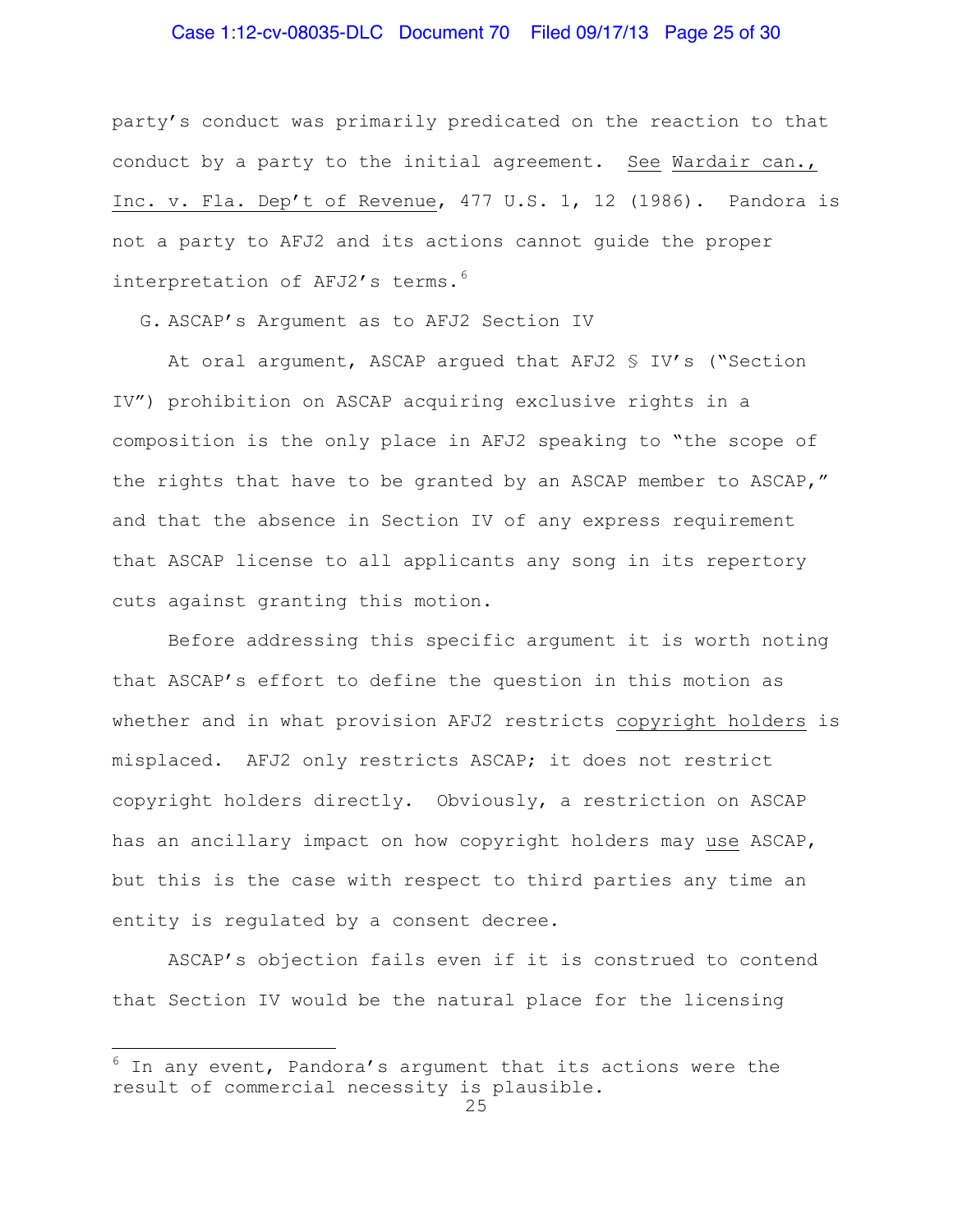party's conduct was primarily predicated on the reaction to that conduct by a party to the initial agreement. See Wardair can., Inc. v. Fla. Dep't of Revenue, 477 U.S. 1, 12 (1986). Pandora is not a party to AFJ2 and its actions cannot guide the proper interpretation of AFJ2's terms.[6]

### G. ASCAP's Argument as to AFJ2 Section IV

At oral argument, ASCAP argued that AFJ2 § IV's ("Section IV") prohibition on ASCAP acquiring exclusive rights in a composition is the only place in AFJ2 speaking to "the scope of the rights that have to be granted by an ASCAP member to ASCAP," and that the absence in Section IV of any express requirement that ASCAP license to all applicants any song in its repertory cuts against granting this motion.

Before addressing this specific argument it is worth noting that ASCAP's effort to define the question in this motion as whether and in what provision AFJ2 restricts copyright holders is misplaced. AFJ2 only restricts ASCAP; it does not restrict copyright holders directly. Obviously, a restriction on ASCAP has an ancillary impact on how copyright holders may use ASCAP, but this is the case with respect to third parties any time an entity is regulated by a consent decree.

ASCAP's objection fails even if it is construed to contend that Section IV would be the natural place for the licensing

---

[6] In any event, Pandora's argument that its actions were the result of commercial necessity is plausible.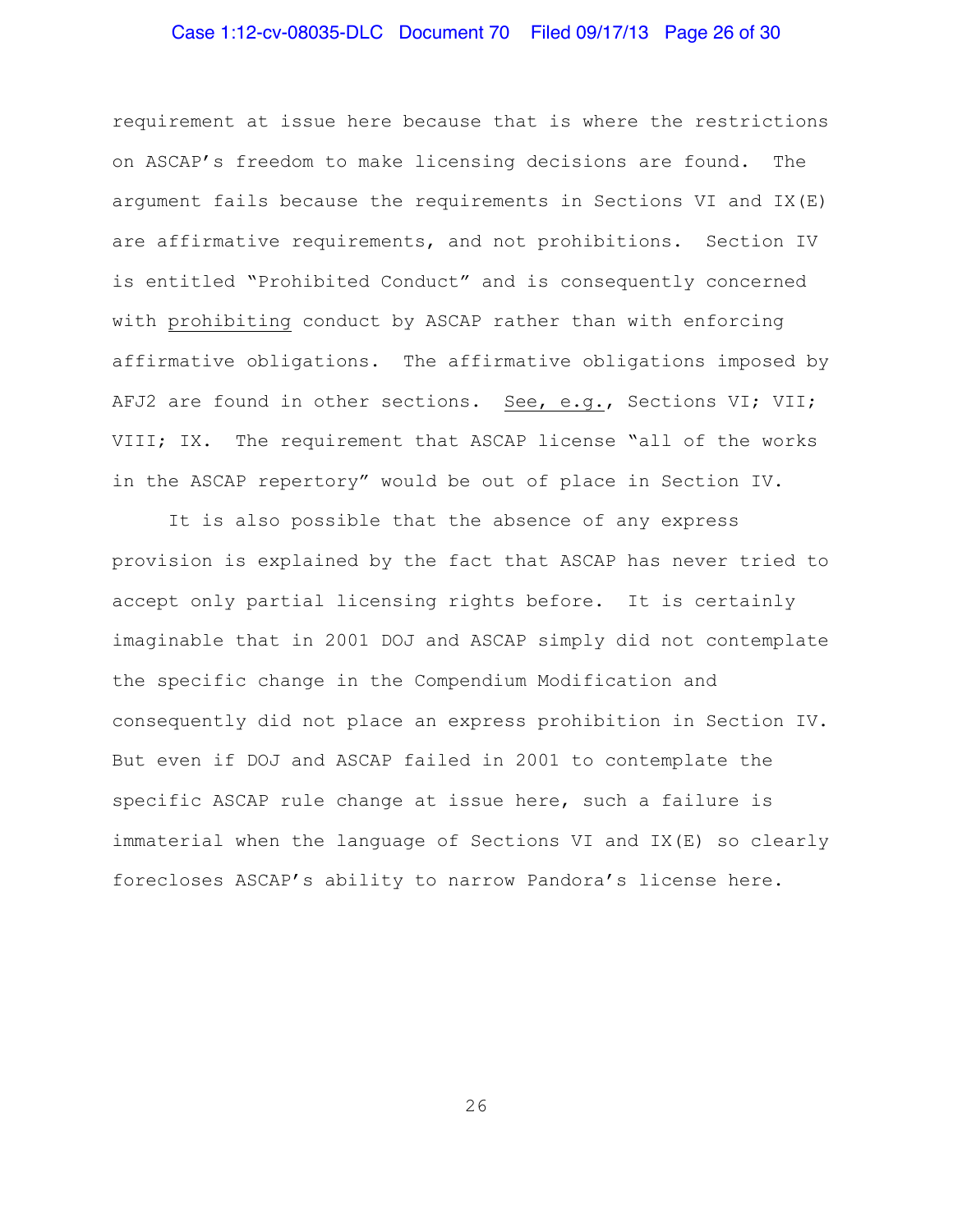requirement at issue here because that is where the restrictions on ASCAP's freedom to make licensing decisions are found. The argument fails because the requirements in Sections VI and IX(E) are affirmative requirements, and not prohibitions. Section IV is entitled "Prohibited Conduct" and is consequently concerned with prohibiting conduct by ASCAP rather than with enforcing affirmative obligations. The affirmative obligations imposed by AFJ2 are found in other sections. See, e.g., Sections VI; VII; VIII; IX. The requirement that ASCAP license "all of the works in the ASCAP repertory" would be out of place in Section IV.

It is also possible that the absence of any express provision is explained by the fact that ASCAP has never tried to accept only partial licensing rights before. It is certainly imaginable that in 2001 DOJ and ASCAP simply did not contemplate the specific change in the Compendium Modification and consequently did not place an express prohibition in Section IV. But even if DOJ and ASCAP failed in 2001 to contemplate the specific ASCAP rule change at issue here, such a failure is immaterial when the language of Sections VI and IX(E) so clearly forecloses ASCAP's ability to narrow Pandora's license here.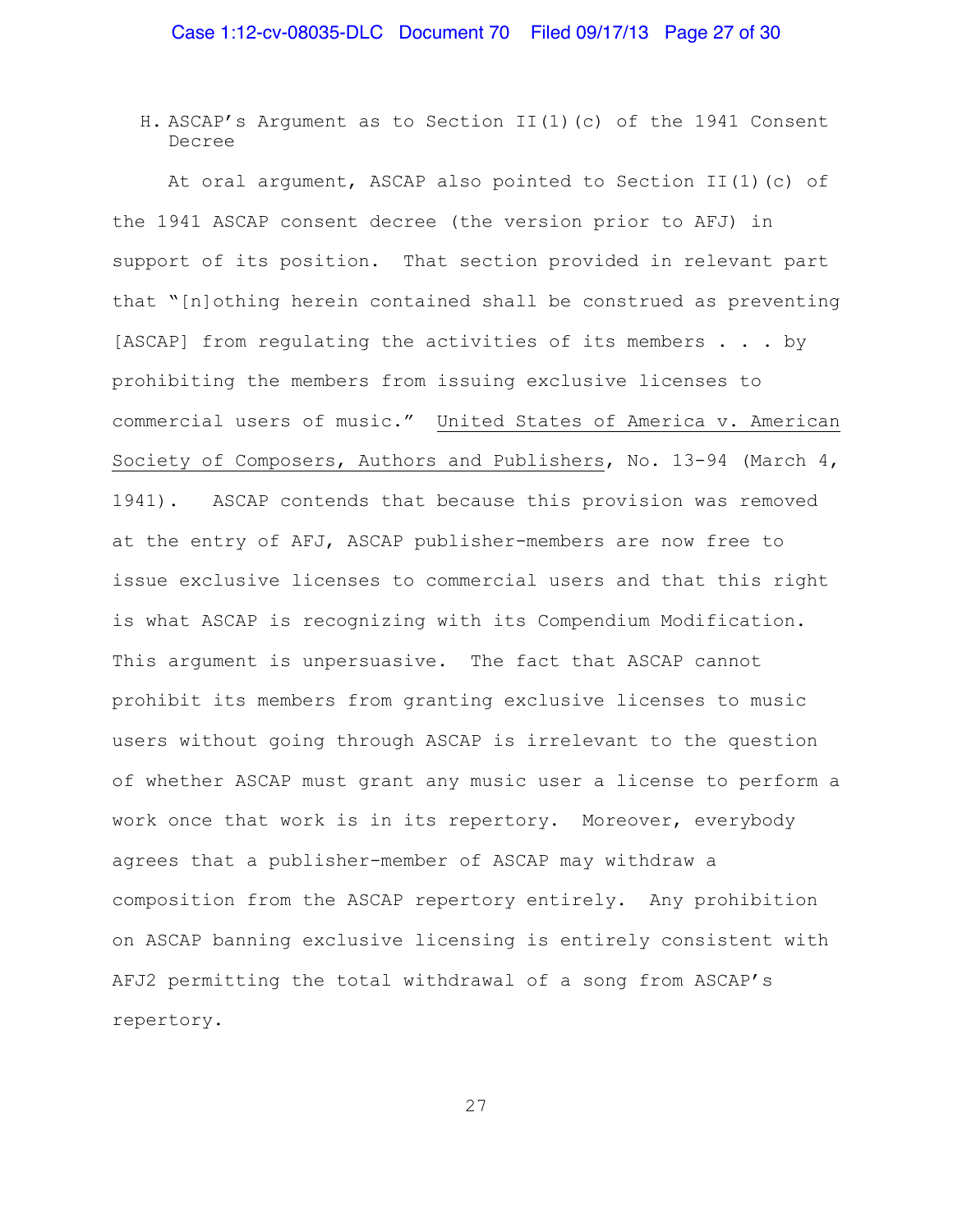### H. ASCAP's Argument as to Section II(1)(c) of the 1941 Consent Decree

At oral argument, ASCAP also pointed to Section II(1)(c) of the 1941 ASCAP consent decree (the version prior to AFJ) in support of its position. That section provided in relevant part that "[n]othing herein contained shall be construed as preventing [ASCAP] from regulating the activities of its members . . . by prohibiting the members from issuing exclusive licenses to commercial users of music." United States of America v. American Society of Composers, Authors and Publishers, No. 13-94 (March 4, 1941). ASCAP contends that because this provision was removed at the entry of AFJ, ASCAP publisher-members are now free to issue exclusive licenses to commercial users and that this right is what ASCAP is recognizing with its Compendium Modification. This argument is unpersuasive. The fact that ASCAP cannot prohibit its members from granting exclusive licenses to music users without going through ASCAP is irrelevant to the question of whether ASCAP must grant any music user a license to perform a work once that work is in its repertory. Moreover, everybody agrees that a publisher-member of ASCAP may withdraw a composition from the ASCAP repertory entirely. Any prohibition on ASCAP banning exclusive licensing is entirely consistent with AFJ2 permitting the total withdrawal of a song from ASCAP's repertory.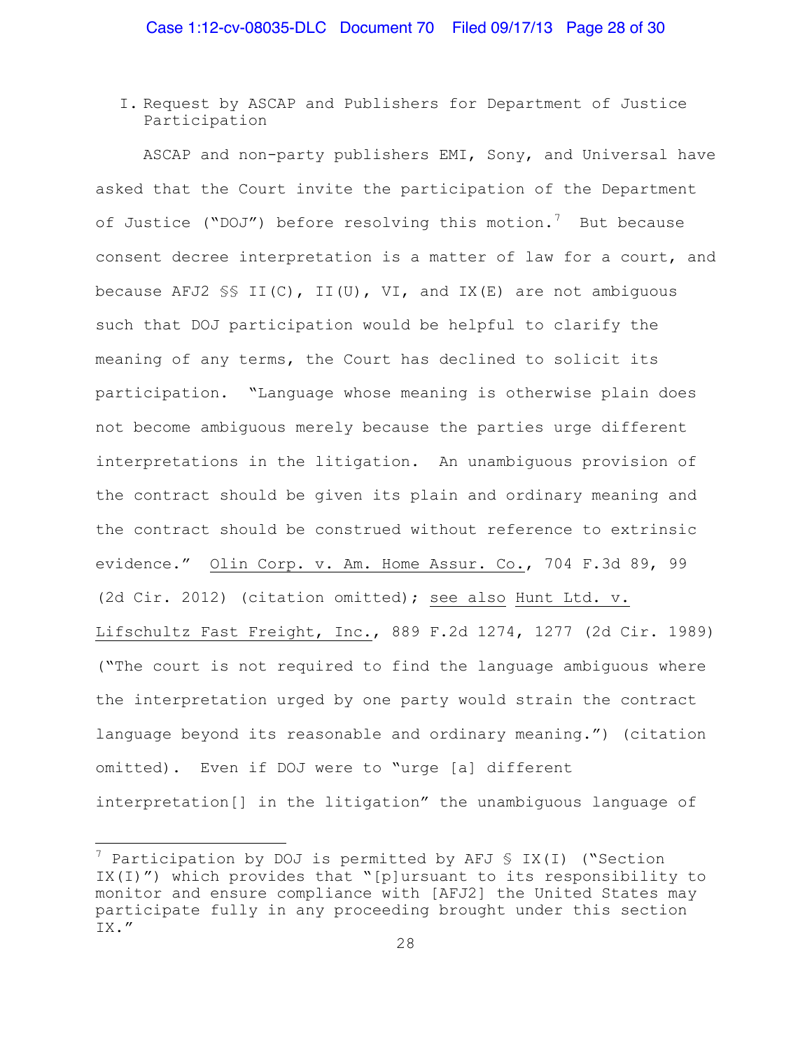I. Request by ASCAP and Publishers for Department of Justice Participation

ASCAP and non-party publishers EMI, Sony, and Universal have asked that the Court invite the participation of the Department of Justice ("DOJ") before resolving this motion.[7] But because consent decree interpretation is a matter of law for a court, and because AFJ2 §§ II(C), II(U), VI, and IX(E) are not ambiguous such that DOJ participation would be helpful to clarify the meaning of any terms, the Court has declined to solicit its participation. "Language whose meaning is otherwise plain does not become ambiguous merely because the parties urge different interpretations in the litigation. An unambiguous provision of the contract should be given its plain and ordinary meaning and the contract should be construed without reference to extrinsic evidence." Olin Corp. v. Am. Home Assur. Co., 704 F.3d 89, 99 (2d Cir. 2012) (citation omitted); see also Hunt Ltd. v. Lifschultz Fast Freight, Inc., 889 F.2d 1274, 1277 (2d Cir. 1989) ("The court is not required to find the language ambiguous where the interpretation urged by one party would strain the contract language beyond its reasonable and ordinary meaning.") (citation omitted). Even if DOJ were to "urge [a] different interpretation[] in the litigation" the unambiguous language of

---

[7] Participation by DOJ is permitted by AFJ § IX(I) ("Section IX(I)") which provides that "[p]ursuant to its responsibility to monitor and ensure compliance with [AFJ2] the United States may participate fully in any proceeding brought under this section IX."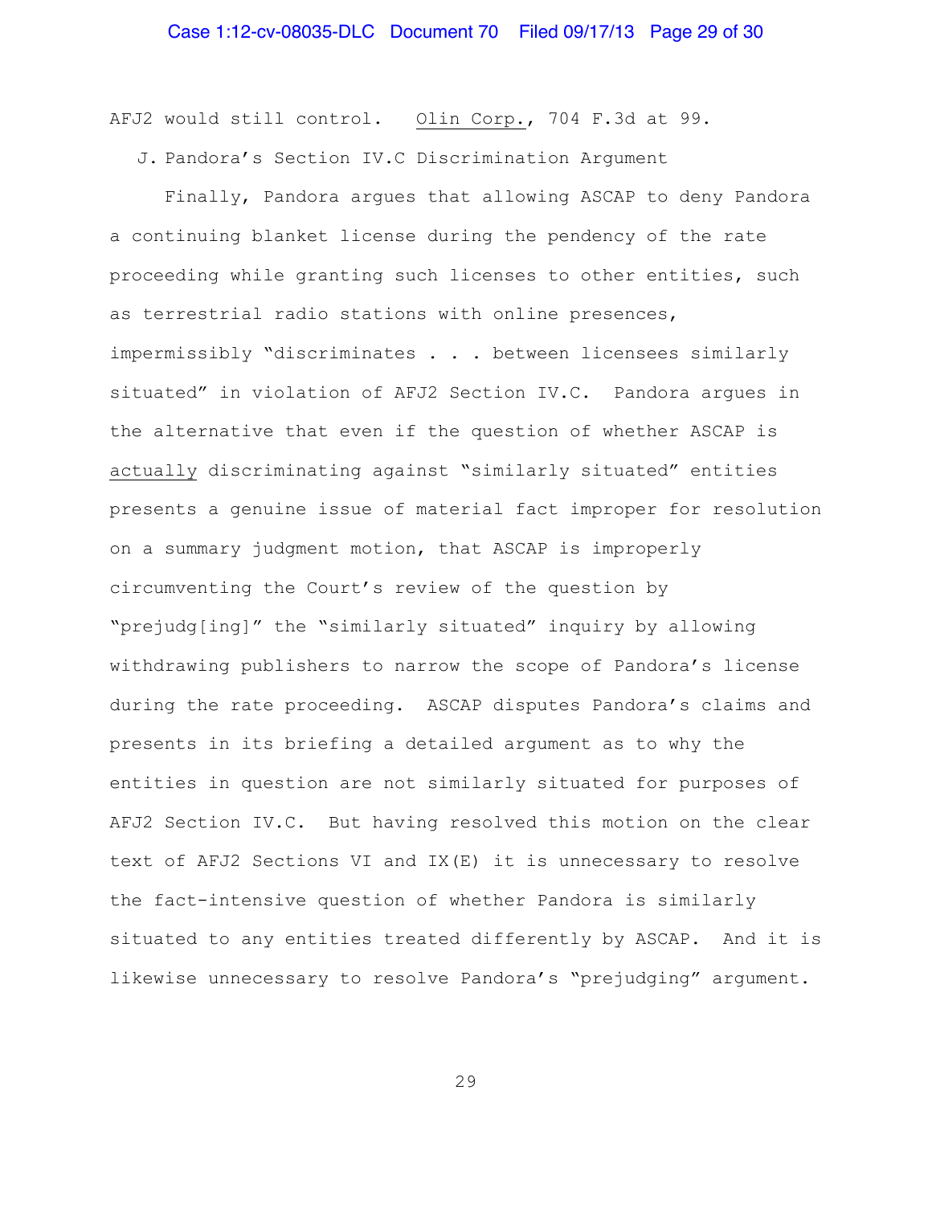AFJ2 would still control. Olin Corp., 704 F.3d at 99.

### J. Pandora's Section IV.C Discrimination Argument

Finally, Pandora argues that allowing ASCAP to deny Pandora a continuing blanket license during the pendency of the rate proceeding while granting such licenses to other entities, such as terrestrial radio stations with online presences, impermissibly "discriminates . . . between licensees similarly situated" in violation of AFJ2 Section IV.C. Pandora argues in the alternative that even if the question of whether ASCAP is actually discriminating against "similarly situated" entities presents a genuine issue of material fact improper for resolution on a summary judgment motion, that ASCAP is improperly circumventing the Court's review of the question by "prejudg[ing]" the "similarly situated" inquiry by allowing withdrawing publishers to narrow the scope of Pandora's license during the rate proceeding. ASCAP disputes Pandora's claims and presents in its briefing a detailed argument as to why the entities in question are not similarly situated for purposes of AFJ2 Section IV.C. But having resolved this motion on the clear text of AFJ2 Sections VI and IX(E) it is unnecessary to resolve the fact-intensive question of whether Pandora is similarly situated to any entities treated differently by ASCAP. And it is likewise unnecessary to resolve Pandora's "prejudging" argument.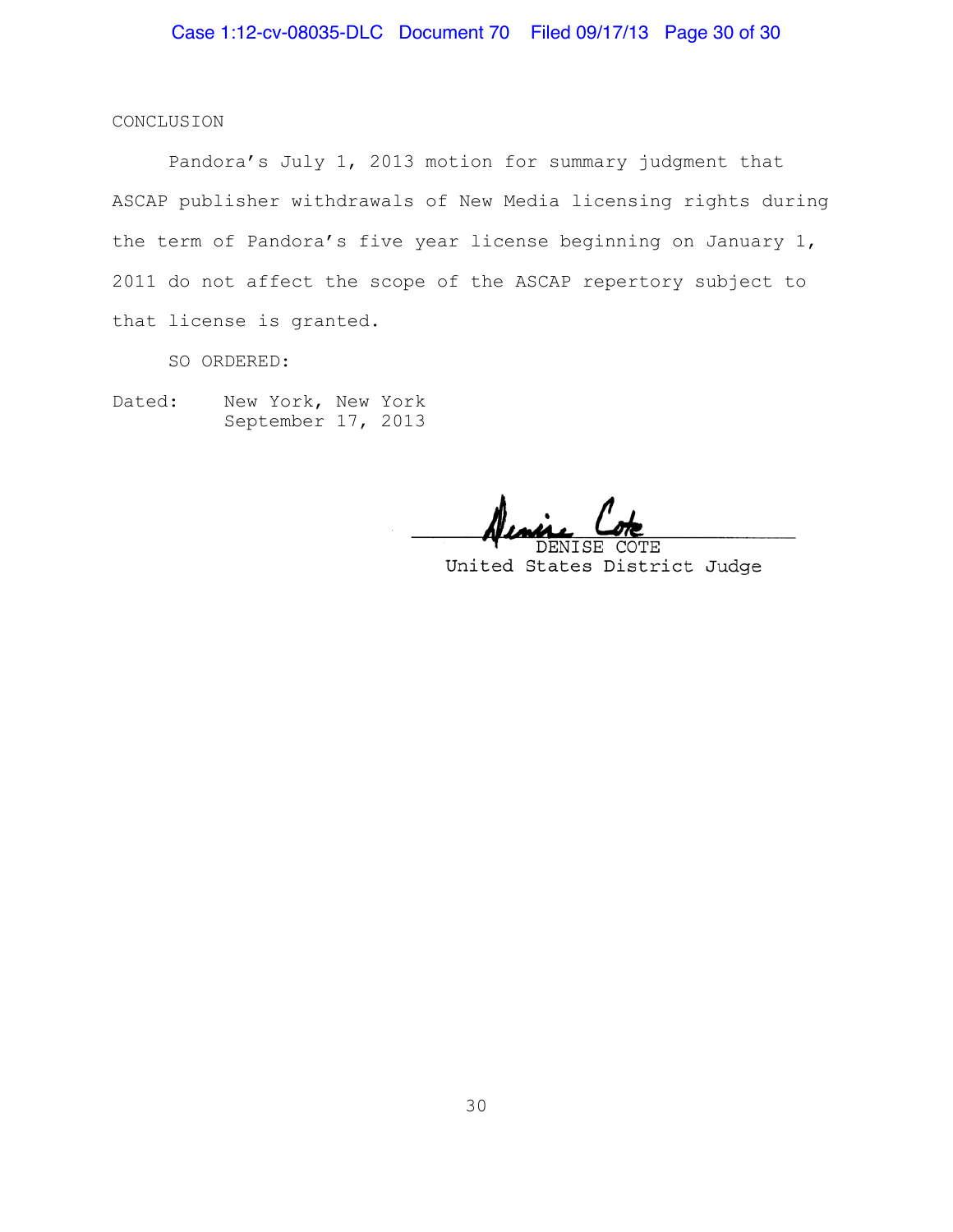## CONCLUSION

Pandora's July 1, 2013 motion for summary judgment that ASCAP publisher withdrawals of New Media licensing rights during the term of Pandora's five year license beginning on January 1, 2011 do not affect the scope of the ASCAP repertory subject to that license is granted.

SO ORDERED:

Dated: New York, New York
September 17, 2013

DENISE COTE
United States District Judge